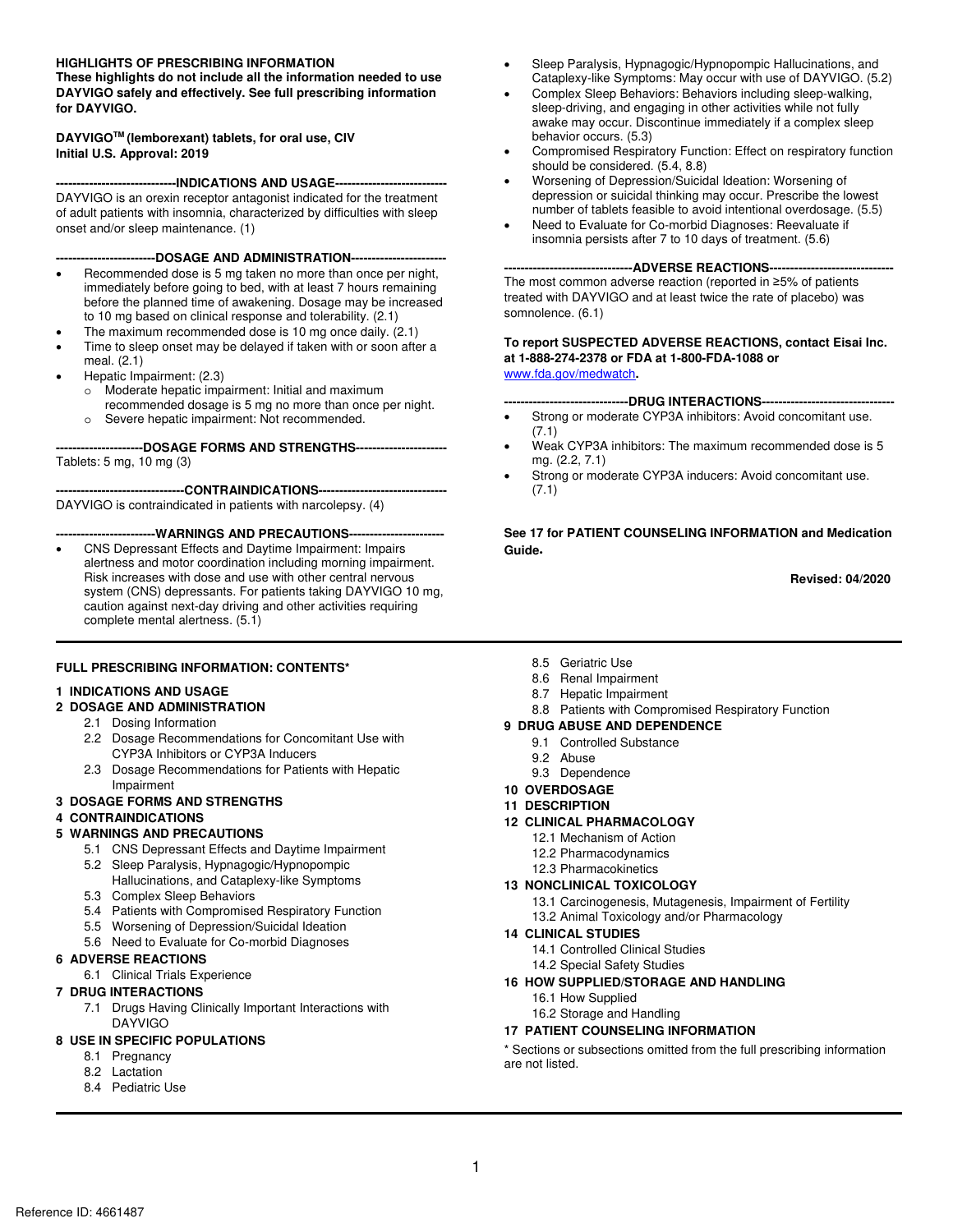**HIGHLIGHTS OF PRESCRIBING INFORMATION**
**These highlights do not include all the information needed to use DAYVIGO safely and effectively. See full prescribing information for DAYVIGO.**

**DAYVIGO™ (lemborexant) tablets, for oral use, CIV**
**Initial U.S. Approval: 2019**

**----------------------------INDICATIONS AND USAGE---------------------------**

DAYVIGO is an orexin receptor antagonist indicated for the treatment of adult patients with insomnia, characterized by difficulties with sleep onset and/or sleep maintenance. (1)

**-----------------------DOSAGE AND ADMINISTRATION-----------------------**

- Recommended dose is 5 mg taken no more than once per night, immediately before going to bed, with at least 7 hours remaining before the planned time of awakening. Dosage may be increased to 10 mg based on clinical response and tolerability. (2.1)
- The maximum recommended dose is 10 mg once daily. (2.1)
- Time to sleep onset may be delayed if taken with or soon after a meal. (2.1)
- Hepatic Impairment: (2.3)
  - Moderate hepatic impairment: Initial and maximum recommended dosage is 5 mg no more than once per night.
  - Severe hepatic impairment: Not recommended.

**---------------------DOSAGE FORMS AND STRENGTHS----------------------**

Tablets: 5 mg, 10 mg (3)

**-------------------------------CONTRAINDICATIONS-------------------------------**

DAYVIGO is contraindicated in patients with narcolepsy. (4)

**-----------------------WARNINGS AND PRECAUTIONS-----------------------**

- CNS Depressant Effects and Daytime Impairment: Impairs alertness and motor coordination including morning impairment. Risk increases with dose and use with other central nervous system (CNS) depressants. For patients taking DAYVIGO 10 mg, caution against next-day driving and other activities requiring complete mental alertness. (5.1)
- Sleep Paralysis, Hypnagogic/Hypnopompic Hallucinations, and Cataplexy-like Symptoms: May occur with use of DAYVIGO. (5.2)
- Complex Sleep Behaviors: Behaviors including sleep-walking, sleep-driving, and engaging in other activities while not fully awake may occur. Discontinue immediately if a complex sleep behavior occurs. (5.3)
- Compromised Respiratory Function: Effect on respiratory function should be considered. (5.4, 8.8)
- Worsening of Depression/Suicidal Ideation: Worsening of depression or suicidal thinking may occur. Prescribe the lowest number of tablets feasible to avoid intentional overdosage. (5.5)
- Need to Evaluate for Co-morbid Diagnoses: Reevaluate if insomnia persists after 7 to 10 days of treatment. (5.6)

**-------------------------------ADVERSE REACTIONS------------------------------**

The most common adverse reaction (reported in ≥5% of patients treated with DAYVIGO and at least twice the rate of placebo) was somnolence. (6.1)

**To report SUSPECTED ADVERSE REACTIONS, contact Eisai Inc. at 1-888-274-2378 or FDA at 1-800-FDA-1088 or** www.fda.gov/medwatch**.**

**------------------------------DRUG INTERACTIONS--------------------------------**

- Strong or moderate CYP3A inhibitors: Avoid concomitant use. (7.1)
- Weak CYP3A inhibitors: The maximum recommended dose is 5 mg. (2.2, 7.1)
- Strong or moderate CYP3A inducers: Avoid concomitant use. (7.1)

**See 17 for PATIENT COUNSELING INFORMATION and Medication Guide.**

**Revised: 04/2020**

---

**FULL PRESCRIBING INFORMATION: CONTENTS***

**1 INDICATIONS AND USAGE**
**2 DOSAGE AND ADMINISTRATION**
- 2.1 Dosing Information
- 2.2 Dosage Recommendations for Concomitant Use with CYP3A Inhibitors or CYP3A Inducers
- 2.3 Dosage Recommendations for Patients with Hepatic Impairment

**3 DOSAGE FORMS AND STRENGTHS**
**4 CONTRAINDICATIONS**
**5 WARNINGS AND PRECAUTIONS**
- 5.1 CNS Depressant Effects and Daytime Impairment
- 5.2 Sleep Paralysis, Hypnagogic/Hypnopompic Hallucinations, and Cataplexy-like Symptoms
- 5.3 Complex Sleep Behaviors
- 5.4 Patients with Compromised Respiratory Function
- 5.5 Worsening of Depression/Suicidal Ideation
- 5.6 Need to Evaluate for Co-morbid Diagnoses

**6 ADVERSE REACTIONS**
- 6.1 Clinical Trials Experience

**7 DRUG INTERACTIONS**
- 7.1 Drugs Having Clinically Important Interactions with DAYVIGO

**8 USE IN SPECIFIC POPULATIONS**
- 8.1 Pregnancy
- 8.2 Lactation
- 8.4 Pediatric Use
- 8.5 Geriatric Use
- 8.6 Renal Impairment
- 8.7 Hepatic Impairment
- 8.8 Patients with Compromised Respiratory Function

**9 DRUG ABUSE AND DEPENDENCE**
- 9.1 Controlled Substance
- 9.2 Abuse
- 9.3 Dependence

**10 OVERDOSAGE**
**11 DESCRIPTION**
**12 CLINICAL PHARMACOLOGY**
- 12.1 Mechanism of Action
- 12.2 Pharmacodynamics
- 12.3 Pharmacokinetics

**13 NONCLINICAL TOXICOLOGY**
- 13.1 Carcinogenesis, Mutagenesis, Impairment of Fertility
- 13.2 Animal Toxicology and/or Pharmacology

**14 CLINICAL STUDIES**
- 14.1 Controlled Clinical Studies
- 14.2 Special Safety Studies

**16 HOW SUPPLIED/STORAGE AND HANDLING**
- 16.1 How Supplied
- 16.2 Storage and Handling

**17 PATIENT COUNSELING INFORMATION**

* Sections or subsections omitted from the full prescribing information are not listed.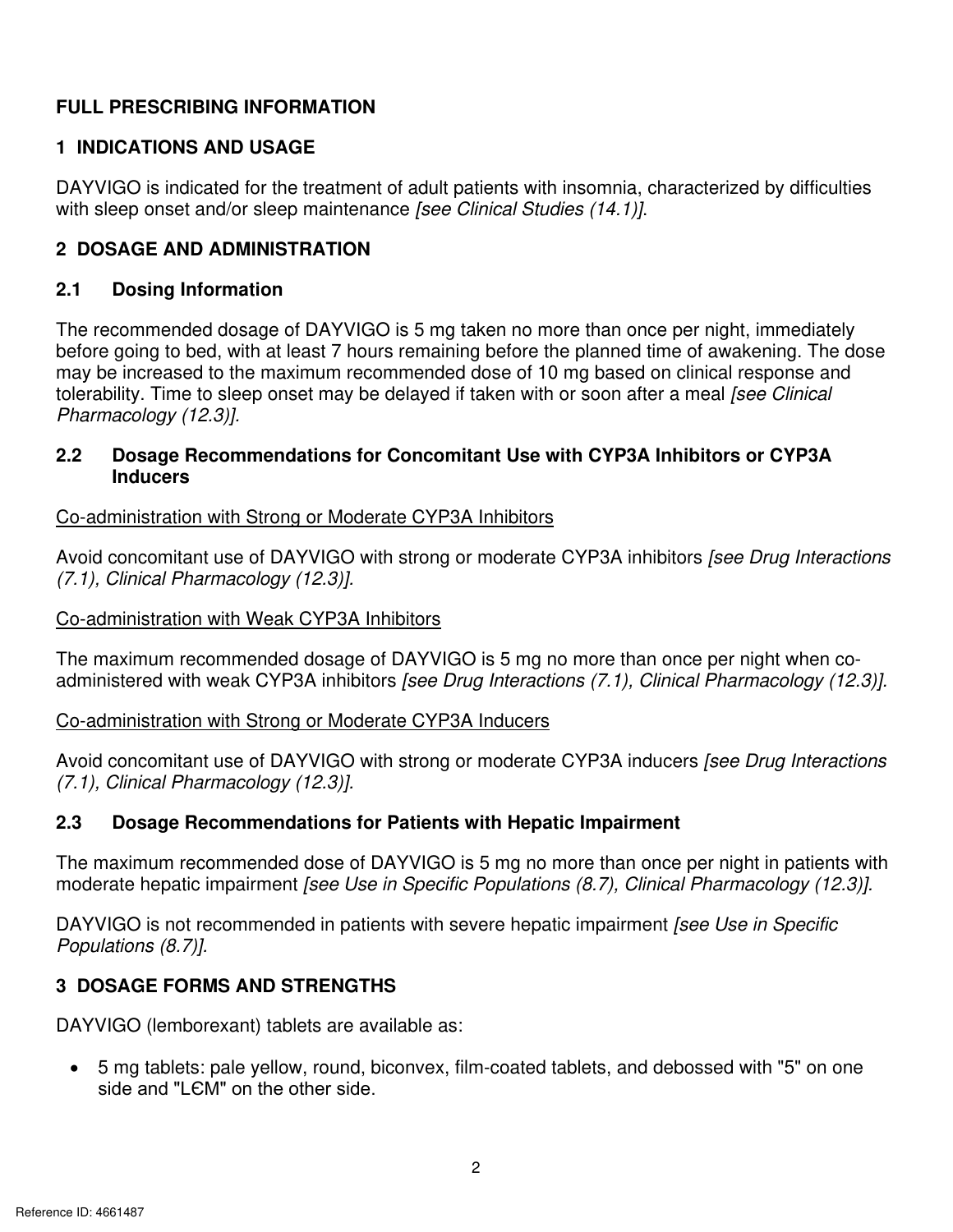# FULL PRESCRIBING INFORMATION

## 1 INDICATIONS AND USAGE

DAYVIGO is indicated for the treatment of adult patients with insomnia, characterized by difficulties with sleep onset and/or sleep maintenance *[see Clinical Studies (14.1)]*.

## 2 DOSAGE AND ADMINISTRATION

### 2.1 Dosing Information

The recommended dosage of DAYVIGO is 5 mg taken no more than once per night, immediately before going to bed, with at least 7 hours remaining before the planned time of awakening. The dose may be increased to the maximum recommended dose of 10 mg based on clinical response and tolerability. Time to sleep onset may be delayed if taken with or soon after a meal *[see Clinical Pharmacology (12.3)]*.

### 2.2 Dosage Recommendations for Concomitant Use with CYP3A Inhibitors or CYP3A Inducers

<u>Co-administration with Strong or Moderate CYP3A Inhibitors</u>

Avoid concomitant use of DAYVIGO with strong or moderate CYP3A inhibitors *[see Drug Interactions (7.1), Clinical Pharmacology (12.3)]*.

<u>Co-administration with Weak CYP3A Inhibitors</u>

The maximum recommended dosage of DAYVIGO is 5 mg no more than once per night when co-administered with weak CYP3A inhibitors *[see Drug Interactions (7.1), Clinical Pharmacology (12.3)]*.

<u>Co-administration with Strong or Moderate CYP3A Inducers</u>

Avoid concomitant use of DAYVIGO with strong or moderate CYP3A inducers *[see Drug Interactions (7.1), Clinical Pharmacology (12.3)]*.

### 2.3 Dosage Recommendations for Patients with Hepatic Impairment

The maximum recommended dose of DAYVIGO is 5 mg no more than once per night in patients with moderate hepatic impairment *[see Use in Specific Populations (8.7), Clinical Pharmacology (12.3)]*.

DAYVIGO is not recommended in patients with severe hepatic impairment *[see Use in Specific Populations (8.7)]*.

## 3 DOSAGE FORMS AND STRENGTHS

DAYVIGO (lemborexant) tablets are available as:

- 5 mg tablets: pale yellow, round, biconvex, film-coated tablets, and debossed with "5" on one side and "LЄM" on the other side.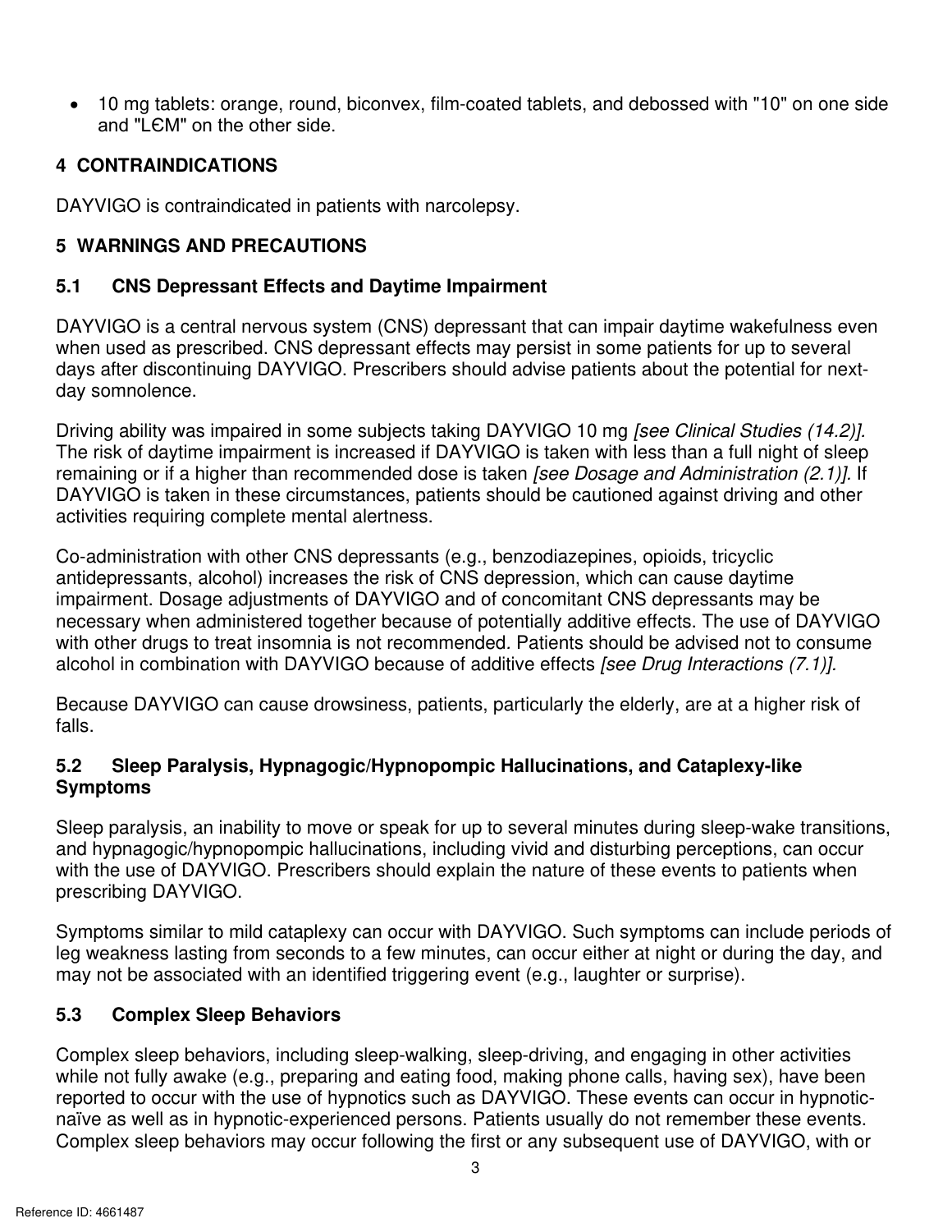- 10 mg tablets: orange, round, biconvex, film-coated tablets, and debossed with "10" on one side and "LЄM" on the other side.

## 4 CONTRAINDICATIONS

DAYVIGO is contraindicated in patients with narcolepsy.

## 5 WARNINGS AND PRECAUTIONS

### 5.1 CNS Depressant Effects and Daytime Impairment

DAYVIGO is a central nervous system (CNS) depressant that can impair daytime wakefulness even when used as prescribed. CNS depressant effects may persist in some patients for up to several days after discontinuing DAYVIGO. Prescribers should advise patients about the potential for next-day somnolence.

Driving ability was impaired in some subjects taking DAYVIGO 10 mg *[see Clinical Studies (14.2)].* The risk of daytime impairment is increased if DAYVIGO is taken with less than a full night of sleep remaining or if a higher than recommended dose is taken *[see Dosage and Administration (2.1)]*. If DAYVIGO is taken in these circumstances, patients should be cautioned against driving and other activities requiring complete mental alertness.

Co-administration with other CNS depressants (e.g., benzodiazepines, opioids, tricyclic antidepressants, alcohol) increases the risk of CNS depression, which can cause daytime impairment. Dosage adjustments of DAYVIGO and of concomitant CNS depressants may be necessary when administered together because of potentially additive effects. The use of DAYVIGO with other drugs to treat insomnia is not recommended. Patients should be advised not to consume alcohol in combination with DAYVIGO because of additive effects *[see Drug Interactions (7.1)].*

Because DAYVIGO can cause drowsiness, patients, particularly the elderly, are at a higher risk of falls.

### 5.2 Sleep Paralysis, Hypnagogic/Hypnopompic Hallucinations, and Cataplexy-like Symptoms

Sleep paralysis, an inability to move or speak for up to several minutes during sleep-wake transitions, and hypnagogic/hypnopompic hallucinations, including vivid and disturbing perceptions, can occur with the use of DAYVIGO. Prescribers should explain the nature of these events to patients when prescribing DAYVIGO.

Symptoms similar to mild cataplexy can occur with DAYVIGO. Such symptoms can include periods of leg weakness lasting from seconds to a few minutes, can occur either at night or during the day, and may not be associated with an identified triggering event (e.g., laughter or surprise).

### 5.3 Complex Sleep Behaviors

Complex sleep behaviors, including sleep-walking, sleep-driving, and engaging in other activities while not fully awake (e.g., preparing and eating food, making phone calls, having sex), have been reported to occur with the use of hypnotics such as DAYVIGO. These events can occur in hypnotic-naïve as well as in hypnotic-experienced persons. Patients usually do not remember these events. Complex sleep behaviors may occur following the first or any subsequent use of DAYVIGO, with or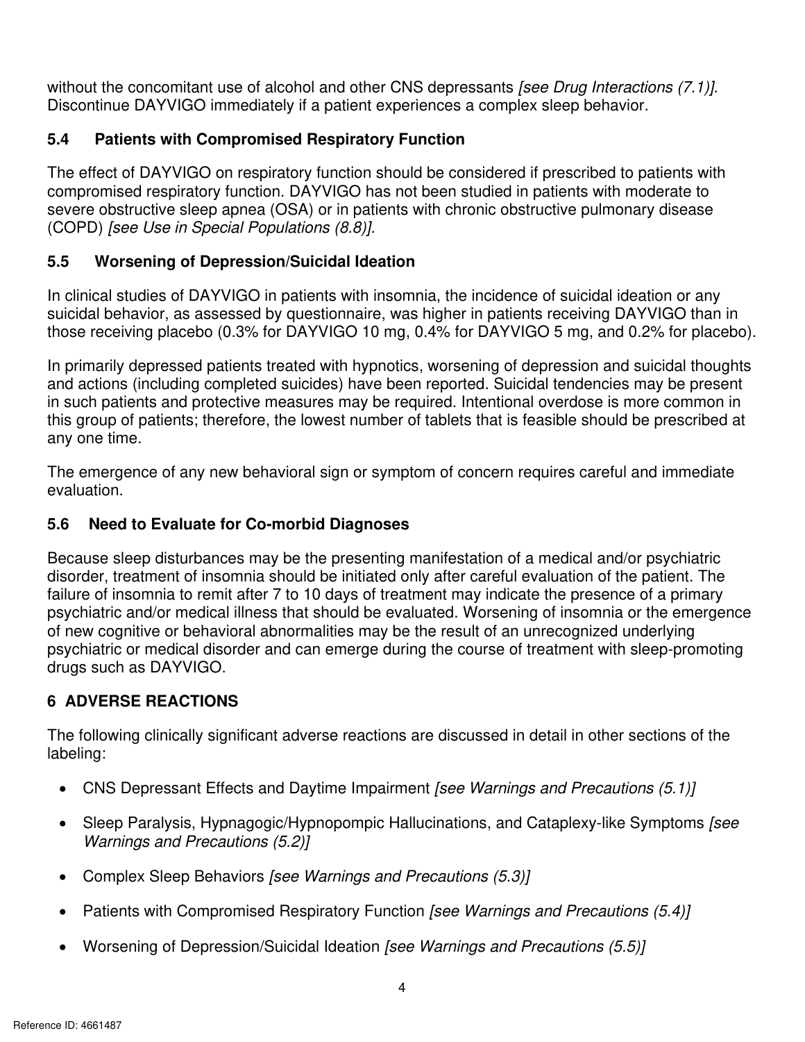without the concomitant use of alcohol and other CNS depressants *[see Drug Interactions (7.1)]*. Discontinue DAYVIGO immediately if a patient experiences a complex sleep behavior.

### 5.4 Patients with Compromised Respiratory Function

The effect of DAYVIGO on respiratory function should be considered if prescribed to patients with compromised respiratory function. DAYVIGO has not been studied in patients with moderate to severe obstructive sleep apnea (OSA) or in patients with chronic obstructive pulmonary disease (COPD) *[see Use in Special Populations (8.8)]*.

### 5.5 Worsening of Depression/Suicidal Ideation

In clinical studies of DAYVIGO in patients with insomnia, the incidence of suicidal ideation or any suicidal behavior, as assessed by questionnaire, was higher in patients receiving DAYVIGO than in those receiving placebo (0.3% for DAYVIGO 10 mg, 0.4% for DAYVIGO 5 mg, and 0.2% for placebo).

In primarily depressed patients treated with hypnotics, worsening of depression and suicidal thoughts and actions (including completed suicides) have been reported. Suicidal tendencies may be present in such patients and protective measures may be required. Intentional overdose is more common in this group of patients; therefore, the lowest number of tablets that is feasible should be prescribed at any one time.

The emergence of any new behavioral sign or symptom of concern requires careful and immediate evaluation.

### 5.6 Need to Evaluate for Co-morbid Diagnoses

Because sleep disturbances may be the presenting manifestation of a medical and/or psychiatric disorder, treatment of insomnia should be initiated only after careful evaluation of the patient. The failure of insomnia to remit after 7 to 10 days of treatment may indicate the presence of a primary psychiatric and/or medical illness that should be evaluated. Worsening of insomnia or the emergence of new cognitive or behavioral abnormalities may be the result of an unrecognized underlying psychiatric or medical disorder and can emerge during the course of treatment with sleep-promoting drugs such as DAYVIGO.

## 6 ADVERSE REACTIONS

The following clinically significant adverse reactions are discussed in detail in other sections of the labeling:

- CNS Depressant Effects and Daytime Impairment *[see Warnings and Precautions (5.1)]*
- Sleep Paralysis, Hypnagogic/Hypnopompic Hallucinations, and Cataplexy-like Symptoms *[see Warnings and Precautions (5.2)]*
- Complex Sleep Behaviors *[see Warnings and Precautions (5.3)]*
- Patients with Compromised Respiratory Function *[see Warnings and Precautions (5.4)]*
- Worsening of Depression/Suicidal Ideation *[see Warnings and Precautions (5.5)]*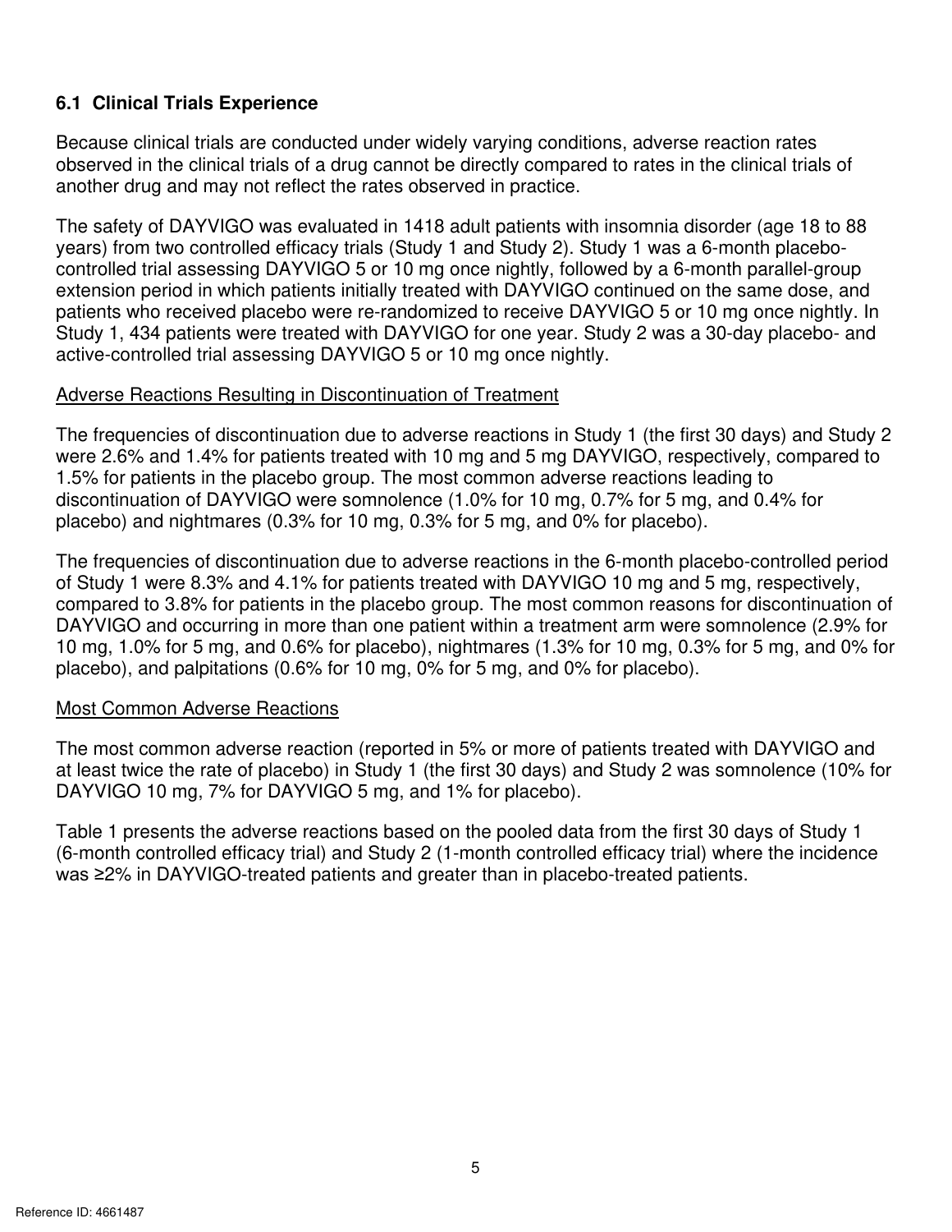### 6.1 Clinical Trials Experience

Because clinical trials are conducted under widely varying conditions, adverse reaction rates observed in the clinical trials of a drug cannot be directly compared to rates in the clinical trials of another drug and may not reflect the rates observed in practice.

The safety of DAYVIGO was evaluated in 1418 adult patients with insomnia disorder (age 18 to 88 years) from two controlled efficacy trials (Study 1 and Study 2). Study 1 was a 6-month placebo-controlled trial assessing DAYVIGO 5 or 10 mg once nightly, followed by a 6-month parallel-group extension period in which patients initially treated with DAYVIGO continued on the same dose, and patients who received placebo were re-randomized to receive DAYVIGO 5 or 10 mg once nightly. In Study 1, 434 patients were treated with DAYVIGO for one year. Study 2 was a 30-day placebo- and active-controlled trial assessing DAYVIGO 5 or 10 mg once nightly.

Adverse Reactions Resulting in Discontinuation of Treatment

The frequencies of discontinuation due to adverse reactions in Study 1 (the first 30 days) and Study 2 were 2.6% and 1.4% for patients treated with 10 mg and 5 mg DAYVIGO, respectively, compared to 1.5% for patients in the placebo group. The most common adverse reactions leading to discontinuation of DAYVIGO were somnolence (1.0% for 10 mg, 0.7% for 5 mg, and 0.4% for placebo) and nightmares (0.3% for 10 mg, 0.3% for 5 mg, and 0% for placebo).

The frequencies of discontinuation due to adverse reactions in the 6-month placebo-controlled period of Study 1 were 8.3% and 4.1% for patients treated with DAYVIGO 10 mg and 5 mg, respectively, compared to 3.8% for patients in the placebo group. The most common reasons for discontinuation of DAYVIGO and occurring in more than one patient within a treatment arm were somnolence (2.9% for 10 mg, 1.0% for 5 mg, and 0.6% for placebo), nightmares (1.3% for 10 mg, 0.3% for 5 mg, and 0% for placebo), and palpitations (0.6% for 10 mg, 0% for 5 mg, and 0% for placebo).

Most Common Adverse Reactions

The most common adverse reaction (reported in 5% or more of patients treated with DAYVIGO and at least twice the rate of placebo) in Study 1 (the first 30 days) and Study 2 was somnolence (10% for DAYVIGO 10 mg, 7% for DAYVIGO 5 mg, and 1% for placebo).

Table 1 presents the adverse reactions based on the pooled data from the first 30 days of Study 1 (6-month controlled efficacy trial) and Study 2 (1-month controlled efficacy trial) where the incidence was ≥2% in DAYVIGO-treated patients and greater than in placebo-treated patients.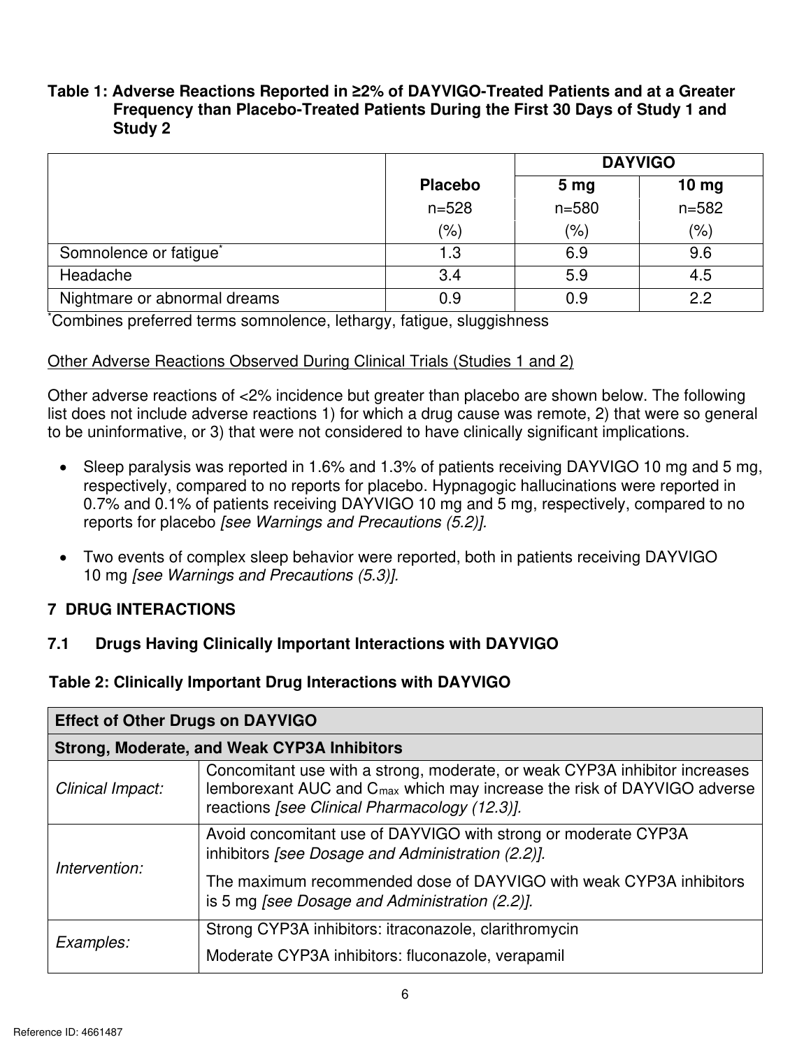**Table 1: Adverse Reactions Reported in ≥2% of DAYVIGO-Treated Patients and at a Greater Frequency than Placebo-Treated Patients During the First 30 Days of Study 1 and Study 2**

| | Placebo | DAYVIGO | |
|---|---|---|---|
| | | 5 mg | 10 mg |
| | n=528 | n=580 | n=582 |
| | (%) | (%) | (%) |
| Somnolence or fatigue* | 1.3 | 6.9 | 9.6 |
| Headache | 3.4 | 5.9 | 4.5 |
| Nightmare or abnormal dreams | 0.9 | 0.9 | 2.2 |

*Combines preferred terms somnolence, lethargy, fatigue, sluggishness

Other Adverse Reactions Observed During Clinical Trials (Studies 1 and 2)

Other adverse reactions of <2% incidence but greater than placebo are shown below. The following list does not include adverse reactions 1) for which a drug cause was remote, 2) that were so general to be uninformative, or 3) that were not considered to have clinically significant implications.

- Sleep paralysis was reported in 1.6% and 1.3% of patients receiving DAYVIGO 10 mg and 5 mg, respectively, compared to no reports for placebo. Hypnagogic hallucinations were reported in 0.7% and 0.1% of patients receiving DAYVIGO 10 mg and 5 mg, respectively, compared to no reports for placebo *[see Warnings and Precautions (5.2)]*.
- Two events of complex sleep behavior were reported, both in patients receiving DAYVIGO 10 mg *[see Warnings and Precautions (5.3)]*.

## 7 DRUG INTERACTIONS

### 7.1 Drugs Having Clinically Important Interactions with DAYVIGO

**Table 2: Clinically Important Drug Interactions with DAYVIGO**

| **Effect of Other Drugs on DAYVIGO** | |
|---|---|
| **Strong, Moderate, and Weak CYP3A Inhibitors** | |
| *Clinical Impact:* | Concomitant use with a strong, moderate, or weak CYP3A inhibitor increases lemborexant AUC and $C_{max}$ which may increase the risk of DAYVIGO adverse reactions *[see Clinical Pharmacology (12.3)]*. |
| *Intervention:* | Avoid concomitant use of DAYVIGO with strong or moderate CYP3A inhibitors *[see Dosage and Administration (2.2)]*. The maximum recommended dose of DAYVIGO with weak CYP3A inhibitors is 5 mg *[see Dosage and Administration (2.2)]*. |
| *Examples:* | Strong CYP3A inhibitors: itraconazole, clarithromycin Moderate CYP3A inhibitors: fluconazole, verapamil |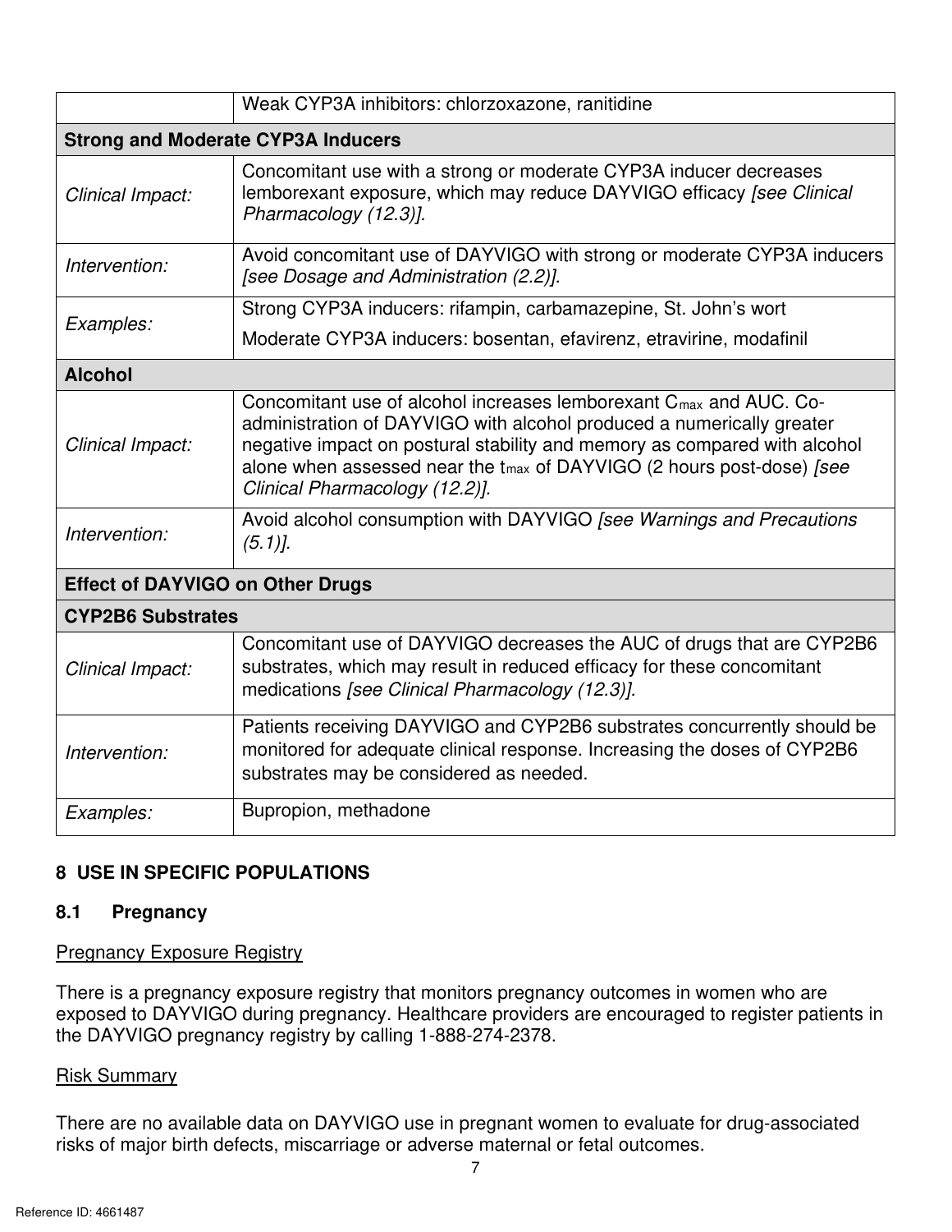| | |
|---|---|
| | Weak CYP3A inhibitors: chlorzoxazone, ranitidine |
| **Strong and Moderate CYP3A Inducers** | |
| *Clinical Impact:* | Concomitant use with a strong or moderate CYP3A inducer decreases lemborexant exposure, which may reduce DAYVIGO efficacy *[see Clinical Pharmacology (12.3)]*. |
| *Intervention:* | Avoid concomitant use of DAYVIGO with strong or moderate CYP3A inducers *[see Dosage and Administration (2.2)]*. |
| *Examples:* | Strong CYP3A inducers: rifampin, carbamazepine, St. John's wort<br>Moderate CYP3A inducers: bosentan, efavirenz, etravirine, modafinil |
| **Alcohol** | |
| *Clinical Impact:* | Concomitant use of alcohol increases lemborexant $C_{max}$ and AUC. Co-administration of DAYVIGO with alcohol produced a numerically greater negative impact on postural stability and memory as compared with alcohol alone when assessed near the $t_{max}$ of DAYVIGO (2 hours post-dose) *[see Clinical Pharmacology (12.2)]*. |
| *Intervention:* | Avoid alcohol consumption with DAYVIGO *[see Warnings and Precautions (5.1)]*. |
| **Effect of DAYVIGO on Other Drugs** | |
| **CYP2B6 Substrates** | |
| *Clinical Impact:* | Concomitant use of DAYVIGO decreases the AUC of drugs that are CYP2B6 substrates, which may result in reduced efficacy for these concomitant medications *[see Clinical Pharmacology (12.3)]*. |
| *Intervention:* | Patients receiving DAYVIGO and CYP2B6 substrates concurrently should be monitored for adequate clinical response. Increasing the doses of CYP2B6 substrates may be considered as needed. |
| *Examples:* | Bupropion, methadone |

## 8 USE IN SPECIFIC POPULATIONS

### 8.1 Pregnancy

Pregnancy Exposure Registry

There is a pregnancy exposure registry that monitors pregnancy outcomes in women who are exposed to DAYVIGO during pregnancy. Healthcare providers are encouraged to register patients in the DAYVIGO pregnancy registry by calling 1-888-274-2378.

Risk Summary

There are no available data on DAYVIGO use in pregnant women to evaluate for drug-associated risks of major birth defects, miscarriage or adverse maternal or fetal outcomes.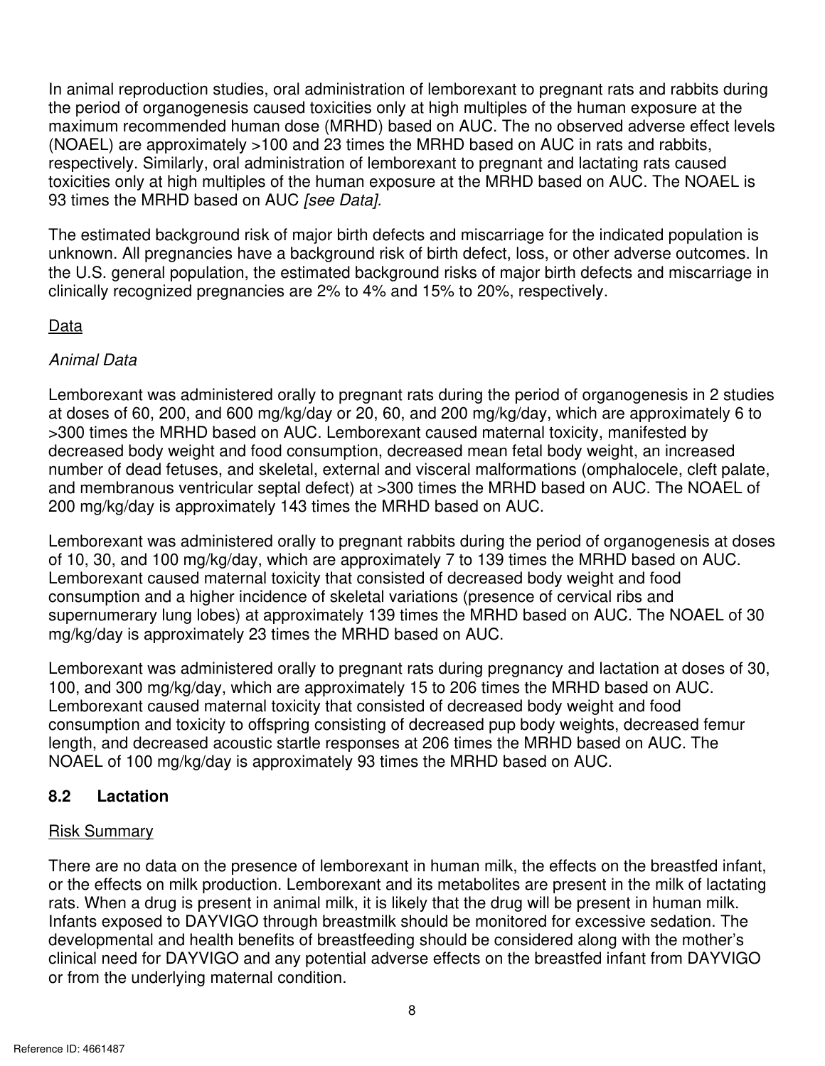In animal reproduction studies, oral administration of lemborexant to pregnant rats and rabbits during the period of organogenesis caused toxicities only at high multiples of the human exposure at the maximum recommended human dose (MRHD) based on AUC. The no observed adverse effect levels (NOAEL) are approximately >100 and 23 times the MRHD based on AUC in rats and rabbits, respectively. Similarly, oral administration of lemborexant to pregnant and lactating rats caused toxicities only at high multiples of the human exposure at the MRHD based on AUC. The NOAEL is 93 times the MRHD based on AUC *[see Data]*.

The estimated background risk of major birth defects and miscarriage for the indicated population is unknown. All pregnancies have a background risk of birth defect, loss, or other adverse outcomes. In the U.S. general population, the estimated background risks of major birth defects and miscarriage in clinically recognized pregnancies are 2% to 4% and 15% to 20%, respectively.

<u>Data</u>

*Animal Data*

Lemborexant was administered orally to pregnant rats during the period of organogenesis in 2 studies at doses of 60, 200, and 600 mg/kg/day or 20, 60, and 200 mg/kg/day, which are approximately 6 to >300 times the MRHD based on AUC. Lemborexant caused maternal toxicity, manifested by decreased body weight and food consumption, decreased mean fetal body weight, an increased number of dead fetuses, and skeletal, external and visceral malformations (omphalocele, cleft palate, and membranous ventricular septal defect) at >300 times the MRHD based on AUC. The NOAEL of 200 mg/kg/day is approximately 143 times the MRHD based on AUC.

Lemborexant was administered orally to pregnant rabbits during the period of organogenesis at doses of 10, 30, and 100 mg/kg/day, which are approximately 7 to 139 times the MRHD based on AUC. Lemborexant caused maternal toxicity that consisted of decreased body weight and food consumption and a higher incidence of skeletal variations (presence of cervical ribs and supernumerary lung lobes) at approximately 139 times the MRHD based on AUC. The NOAEL of 30 mg/kg/day is approximately 23 times the MRHD based on AUC.

Lemborexant was administered orally to pregnant rats during pregnancy and lactation at doses of 30, 100, and 300 mg/kg/day, which are approximately 15 to 206 times the MRHD based on AUC. Lemborexant caused maternal toxicity that consisted of decreased body weight and food consumption and toxicity to offspring consisting of decreased pup body weights, decreased femur length, and decreased acoustic startle responses at 206 times the MRHD based on AUC. The NOAEL of 100 mg/kg/day is approximately 93 times the MRHD based on AUC.

## 8.2 Lactation

<u>Risk Summary</u>

There are no data on the presence of lemborexant in human milk, the effects on the breastfed infant, or the effects on milk production. Lemborexant and its metabolites are present in the milk of lactating rats. When a drug is present in animal milk, it is likely that the drug will be present in human milk. Infants exposed to DAYVIGO through breastmilk should be monitored for excessive sedation. The developmental and health benefits of breastfeeding should be considered along with the mother's clinical need for DAYVIGO and any potential adverse effects on the breastfed infant from DAYVIGO or from the underlying maternal condition.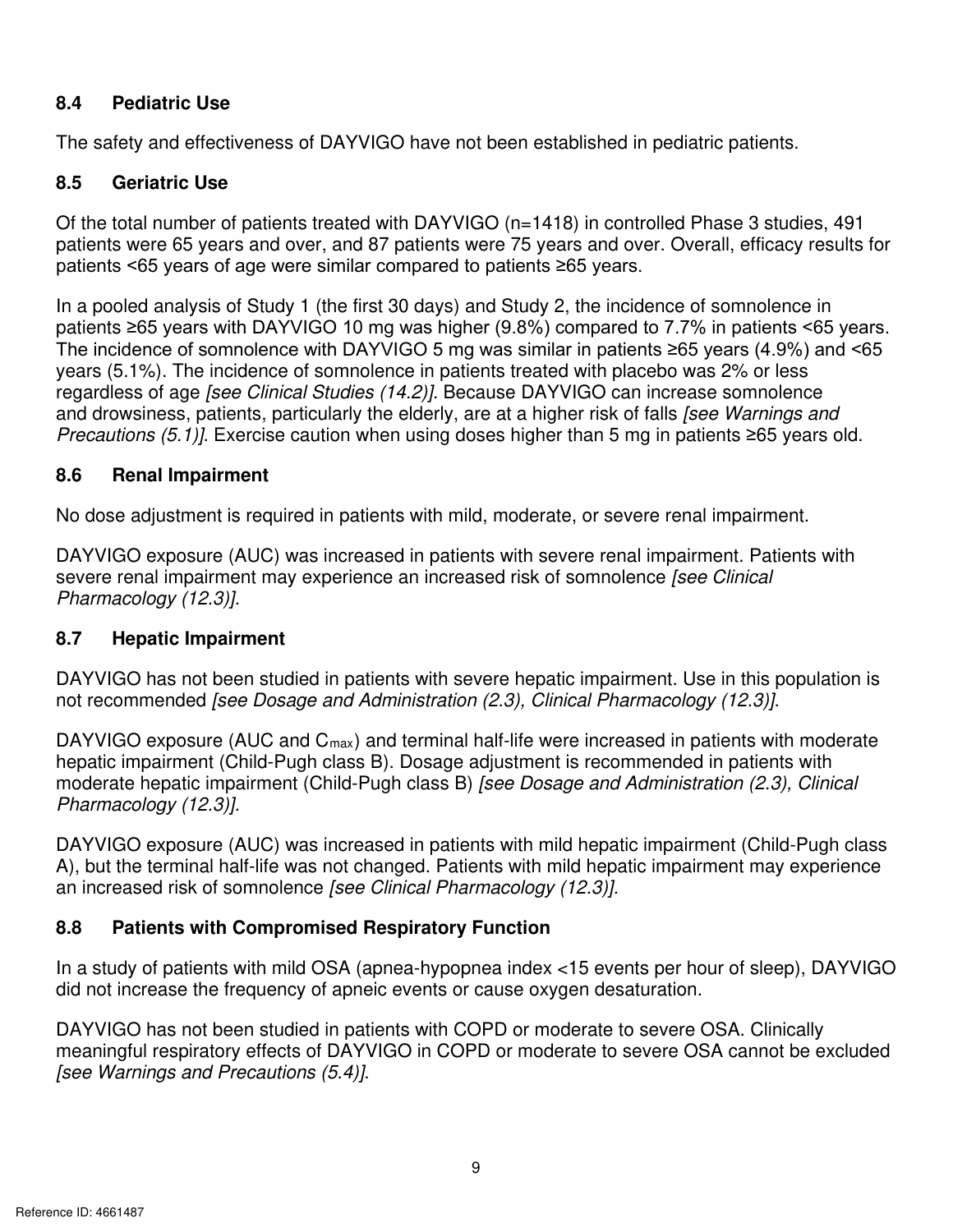### 8.4 Pediatric Use

The safety and effectiveness of DAYVIGO have not been established in pediatric patients.

### 8.5 Geriatric Use

Of the total number of patients treated with DAYVIGO (n=1418) in controlled Phase 3 studies, 491 patients were 65 years and over, and 87 patients were 75 years and over. Overall, efficacy results for patients <65 years of age were similar compared to patients ≥65 years.

In a pooled analysis of Study 1 (the first 30 days) and Study 2, the incidence of somnolence in patients ≥65 years with DAYVIGO 10 mg was higher (9.8%) compared to 7.7% in patients <65 years. The incidence of somnolence with DAYVIGO 5 mg was similar in patients ≥65 years (4.9%) and <65 years (5.1%). The incidence of somnolence in patients treated with placebo was 2% or less regardless of age *[see Clinical Studies (14.2)]*. Because DAYVIGO can increase somnolence and drowsiness, patients, particularly the elderly, are at a higher risk of falls *[see Warnings and Precautions (5.1)]*. Exercise caution when using doses higher than 5 mg in patients ≥65 years old.

### 8.6 Renal Impairment

No dose adjustment is required in patients with mild, moderate, or severe renal impairment.

DAYVIGO exposure (AUC) was increased in patients with severe renal impairment. Patients with severe renal impairment may experience an increased risk of somnolence *[see Clinical Pharmacology (12.3)]*.

### 8.7 Hepatic Impairment

DAYVIGO has not been studied in patients with severe hepatic impairment. Use in this population is not recommended *[see Dosage and Administration (2.3), Clinical Pharmacology (12.3)]*.

DAYVIGO exposure (AUC and $C_{max}$) and terminal half-life were increased in patients with moderate hepatic impairment (Child-Pugh class B). Dosage adjustment is recommended in patients with moderate hepatic impairment (Child-Pugh class B) *[see Dosage and Administration (2.3), Clinical Pharmacology (12.3)]*.

DAYVIGO exposure (AUC) was increased in patients with mild hepatic impairment (Child-Pugh class A), but the terminal half-life was not changed. Patients with mild hepatic impairment may experience an increased risk of somnolence *[see Clinical Pharmacology (12.3)]*.

### 8.8 Patients with Compromised Respiratory Function

In a study of patients with mild OSA (apnea-hypopnea index <15 events per hour of sleep), DAYVIGO did not increase the frequency of apneic events or cause oxygen desaturation.

DAYVIGO has not been studied in patients with COPD or moderate to severe OSA. Clinically meaningful respiratory effects of DAYVIGO in COPD or moderate to severe OSA cannot be excluded *[see Warnings and Precautions (5.4)]*.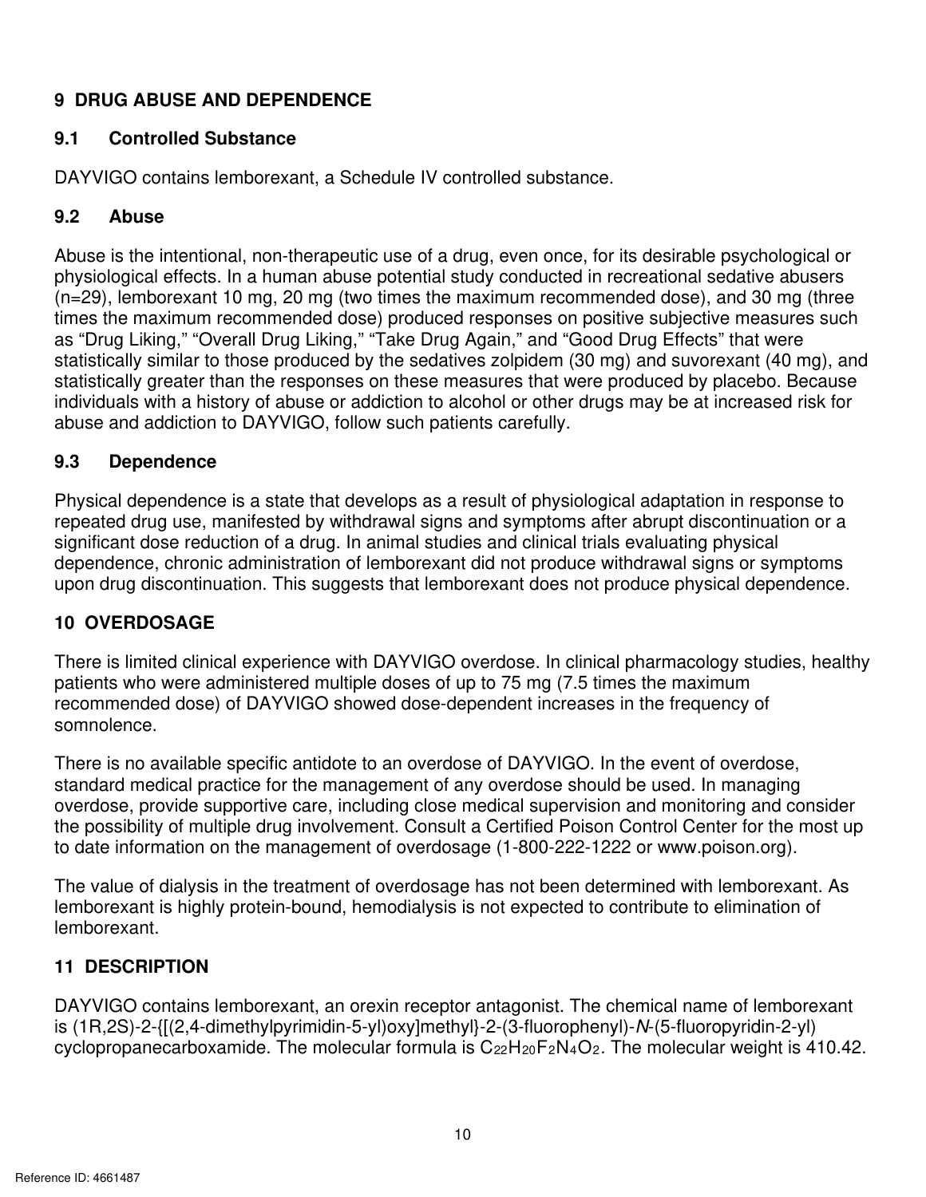## 9 DRUG ABUSE AND DEPENDENCE

### 9.1 Controlled Substance

DAYVIGO contains lemborexant, a Schedule IV controlled substance.

### 9.2 Abuse

Abuse is the intentional, non-therapeutic use of a drug, even once, for its desirable psychological or physiological effects. In a human abuse potential study conducted in recreational sedative abusers (n=29), lemborexant 10 mg, 20 mg (two times the maximum recommended dose), and 30 mg (three times the maximum recommended dose) produced responses on positive subjective measures such as “Drug Liking,” “Overall Drug Liking,” “Take Drug Again,” and “Good Drug Effects” that were statistically similar to those produced by the sedatives zolpidem (30 mg) and suvorexant (40 mg), and statistically greater than the responses on these measures that were produced by placebo. Because individuals with a history of abuse or addiction to alcohol or other drugs may be at increased risk for abuse and addiction to DAYVIGO, follow such patients carefully.

### 9.3 Dependence

Physical dependence is a state that develops as a result of physiological adaptation in response to repeated drug use, manifested by withdrawal signs and symptoms after abrupt discontinuation or a significant dose reduction of a drug. In animal studies and clinical trials evaluating physical dependence, chronic administration of lemborexant did not produce withdrawal signs or symptoms upon drug discontinuation. This suggests that lemborexant does not produce physical dependence.

## 10 OVERDOSAGE

There is limited clinical experience with DAYVIGO overdose. In clinical pharmacology studies, healthy patients who were administered multiple doses of up to 75 mg (7.5 times the maximum recommended dose) of DAYVIGO showed dose-dependent increases in the frequency of somnolence.

There is no available specific antidote to an overdose of DAYVIGO. In the event of overdose, standard medical practice for the management of any overdose should be used. In managing overdose, provide supportive care, including close medical supervision and monitoring and consider the possibility of multiple drug involvement. Consult a Certified Poison Control Center for the most up to date information on the management of overdosage (1-800-222-1222 or www.poison.org).

The value of dialysis in the treatment of overdosage has not been determined with lemborexant. As lemborexant is highly protein-bound, hemodialysis is not expected to contribute to elimination of lemborexant.

## 11 DESCRIPTION

DAYVIGO contains lemborexant, an orexin receptor antagonist. The chemical name of lemborexant is (1R,2S)-2-{[(2,4-dimethylpyrimidin-5-yl)oxy]methyl}-2-(3-fluorophenyl)-*N*-(5-fluoropyridin-2-yl) cyclopropanecarboxamide. The molecular formula is $C_{22}H_{20}F_2N_4O_2$. The molecular weight is 410.42.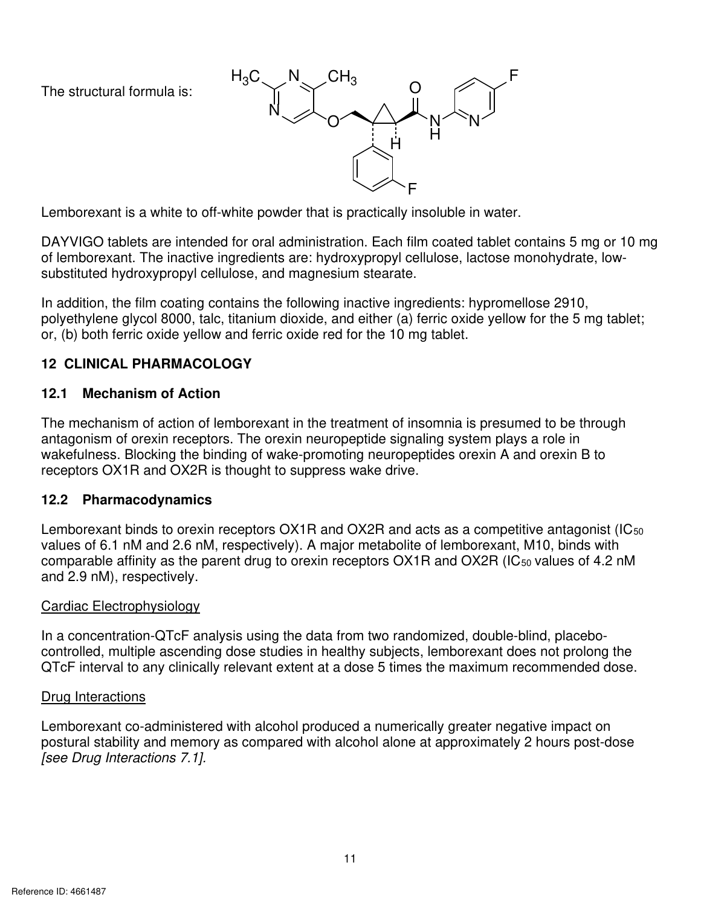The structural formula is:

Lemborexant is a white to off-white powder that is practically insoluble in water.

DAYVIGO tablets are intended for oral administration. Each film coated tablet contains 5 mg or 10 mg of lemborexant. The inactive ingredients are: hydroxypropyl cellulose, lactose monohydrate, low-substituted hydroxypropyl cellulose, and magnesium stearate.

In addition, the film coating contains the following inactive ingredients: hypromellose 2910, polyethylene glycol 8000, talc, titanium dioxide, and either (a) ferric oxide yellow for the 5 mg tablet; or, (b) both ferric oxide yellow and ferric oxide red for the 10 mg tablet.

## 12 CLINICAL PHARMACOLOGY

### 12.1 Mechanism of Action

The mechanism of action of lemborexant in the treatment of insomnia is presumed to be through antagonism of orexin receptors. The orexin neuropeptide signaling system plays a role in wakefulness. Blocking the binding of wake-promoting neuropeptides orexin A and orexin B to receptors OX1R and OX2R is thought to suppress wake drive.

### 12.2 Pharmacodynamics

Lemborexant binds to orexin receptors OX1R and OX2R and acts as a competitive antagonist ($IC_{50}$ values of 6.1 nM and 2.6 nM, respectively). A major metabolite of lemborexant, M10, binds with comparable affinity as the parent drug to orexin receptors OX1R and OX2R ($IC_{50}$ values of 4.2 nM and 2.9 nM), respectively.

Cardiac Electrophysiology

In a concentration-QTcF analysis using the data from two randomized, double-blind, placebo-controlled, multiple ascending dose studies in healthy subjects, lemborexant does not prolong the QTcF interval to any clinically relevant extent at a dose 5 times the maximum recommended dose.

Drug Interactions

Lemborexant co-administered with alcohol produced a numerically greater negative impact on postural stability and memory as compared with alcohol alone at approximately 2 hours post-dose *[see Drug Interactions 7.1]*.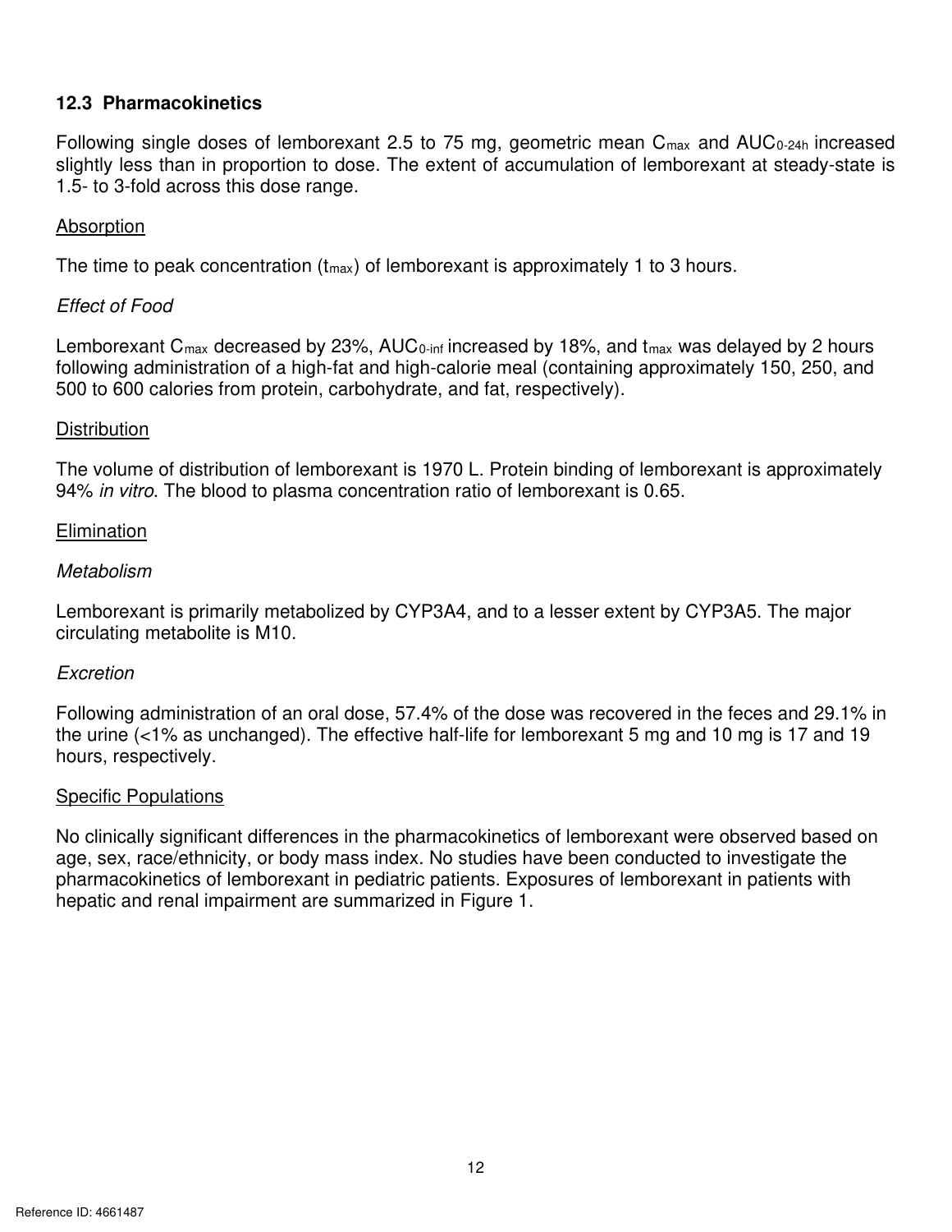### 12.3 Pharmacokinetics

Following single doses of lemborexant 2.5 to 75 mg, geometric mean $C_{max}$ and $AUC_{0\text{-}24h}$ increased slightly less than in proportion to dose. The extent of accumulation of lemborexant at steady-state is 1.5- to 3-fold across this dose range.

<u>Absorption</u>

The time to peak concentration ($t_{max}$) of lemborexant is approximately 1 to 3 hours.

*Effect of Food*

Lemborexant $C_{max}$ decreased by 23%, $AUC_{0\text{-}inf}$ increased by 18%, and $t_{max}$ was delayed by 2 hours following administration of a high-fat and high-calorie meal (containing approximately 150, 250, and 500 to 600 calories from protein, carbohydrate, and fat, respectively).

<u>Distribution</u>

The volume of distribution of lemborexant is 1970 L. Protein binding of lemborexant is approximately 94% *in vitro*. The blood to plasma concentration ratio of lemborexant is 0.65.

<u>Elimination</u>

*Metabolism*

Lemborexant is primarily metabolized by CYP3A4, and to a lesser extent by CYP3A5. The major circulating metabolite is M10.

*Excretion*

Following administration of an oral dose, 57.4% of the dose was recovered in the feces and 29.1% in the urine (<1% as unchanged). The effective half-life for lemborexant 5 mg and 10 mg is 17 and 19 hours, respectively.

<u>Specific Populations</u>

No clinically significant differences in the pharmacokinetics of lemborexant were observed based on age, sex, race/ethnicity, or body mass index. No studies have been conducted to investigate the pharmacokinetics of lemborexant in pediatric patients. Exposures of lemborexant in patients with hepatic and renal impairment are summarized in Figure 1.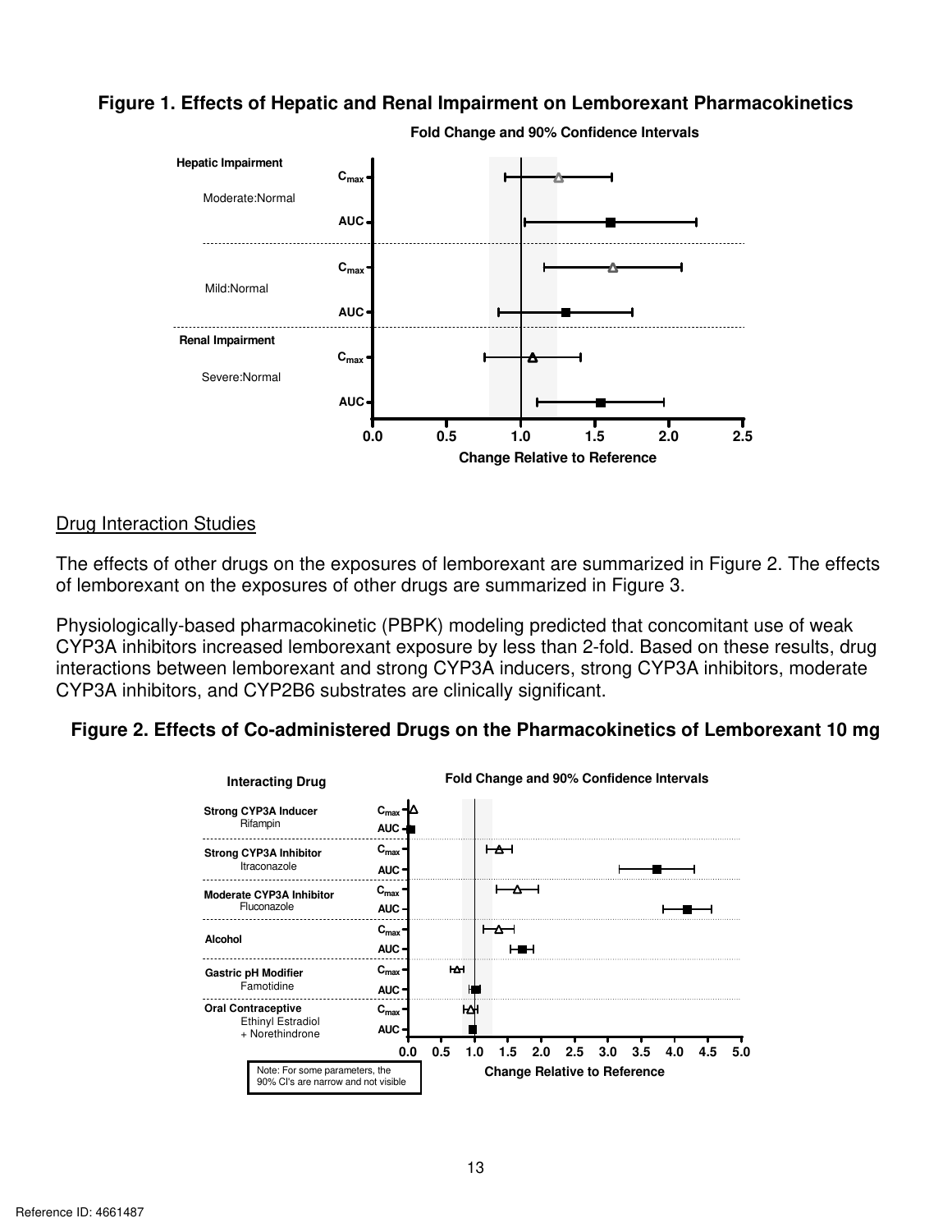**Figure 1. Effects of Hepatic and Renal Impairment on Lemborexant Pharmacokinetics**

Fold Change and 90% Confidence Intervals

Hepatic Impairment

Moderate:Normal — $C_{max}$, AUC

Mild:Normal — $C_{max}$, AUC

Renal Impairment

Severe:Normal — $C_{max}$, AUC

0.0 0.5 1.0 1.5 2.0 2.5

Change Relative to Reference

## Drug Interaction Studies

The effects of other drugs on the exposures of lemborexant are summarized in Figure 2. The effects of lemborexant on the exposures of other drugs are summarized in Figure 3.

Physiologically-based pharmacokinetic (PBPK) modeling predicted that concomitant use of weak CYP3A inhibitors increased lemborexant exposure by less than 2-fold. Based on these results, drug interactions between lemborexant and strong CYP3A inducers, strong CYP3A inhibitors, moderate CYP3A inhibitors, and CYP2B6 substrates are clinically significant.

**Figure 2. Effects of Co-administered Drugs on the Pharmacokinetics of Lemborexant 10 mg**

Interacting Drug

Fold Change and 90% Confidence Intervals

Strong CYP3A Inducer — Rifampin — $C_{max}$, AUC

Strong CYP3A Inhibitor — Itraconazole — $C_{max}$, AUC

Moderate CYP3A Inhibitor — Fluconazole — $C_{max}$, AUC

Alcohol — $C_{max}$, AUC

Gastric pH Modifier — Famotidine — $C_{max}$, AUC

Oral Contraceptive — Ethinyl Estradiol + Norethindrone — $C_{max}$, AUC

0.0 0.5 1.0 1.5 2.0 2.5 3.0 3.5 4.0 4.5 5.0

Change Relative to Reference

Note: For some parameters, the 90% CI's are narrow and not visible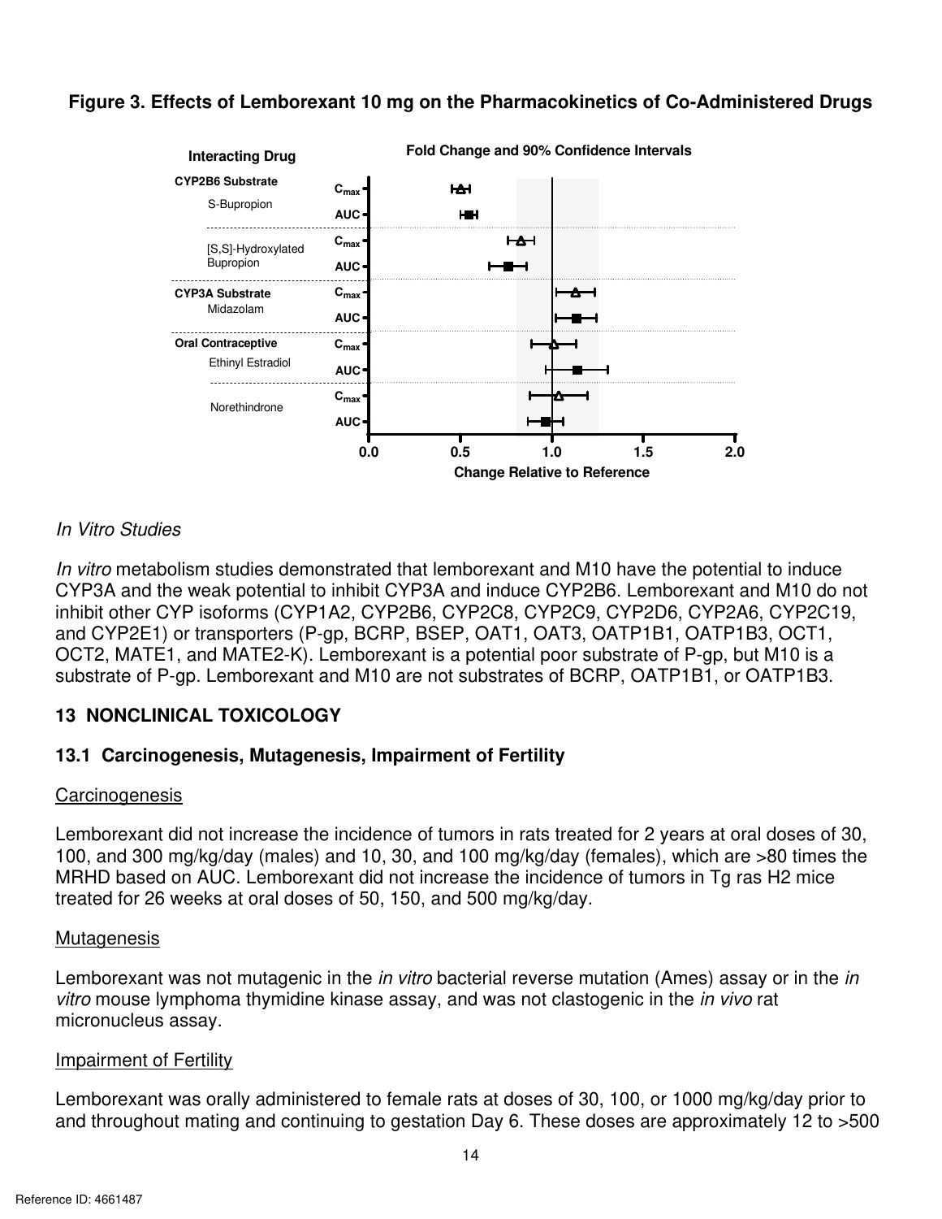**Figure 3. Effects of Lemborexant 10 mg on the Pharmacokinetics of Co-Administered Drugs**

*In Vitro Studies*

*In vitro* metabolism studies demonstrated that lemborexant and M10 have the potential to induce CYP3A and the weak potential to inhibit CYP3A and induce CYP2B6. Lemborexant and M10 do not inhibit other CYP isoforms (CYP1A2, CYP2B6, CYP2C8, CYP2C9, CYP2D6, CYP2A6, CYP2C19, and CYP2E1) or transporters (P-gp, BCRP, BSEP, OAT1, OAT3, OATP1B1, OATP1B3, OCT1, OCT2, MATE1, and MATE2-K). Lemborexant is a potential poor substrate of P-gp, but M10 is a substrate of P-gp. Lemborexant and M10 are not substrates of BCRP, OATP1B1, or OATP1B3.

## 13 NONCLINICAL TOXICOLOGY

### 13.1 Carcinogenesis, Mutagenesis, Impairment of Fertility

Carcinogenesis

Lemborexant did not increase the incidence of tumors in rats treated for 2 years at oral doses of 30, 100, and 300 mg/kg/day (males) and 10, 30, and 100 mg/kg/day (females), which are >80 times the MRHD based on AUC. Lemborexant did not increase the incidence of tumors in Tg ras H2 mice treated for 26 weeks at oral doses of 50, 150, and 500 mg/kg/day.

Mutagenesis

Lemborexant was not mutagenic in the *in vitro* bacterial reverse mutation (Ames) assay or in the *in vitro* mouse lymphoma thymidine kinase assay, and was not clastogenic in the *in vivo* rat micronucleus assay.

Impairment of Fertility

Lemborexant was orally administered to female rats at doses of 30, 100, or 1000 mg/kg/day prior to and throughout mating and continuing to gestation Day 6. These doses are approximately 12 to >500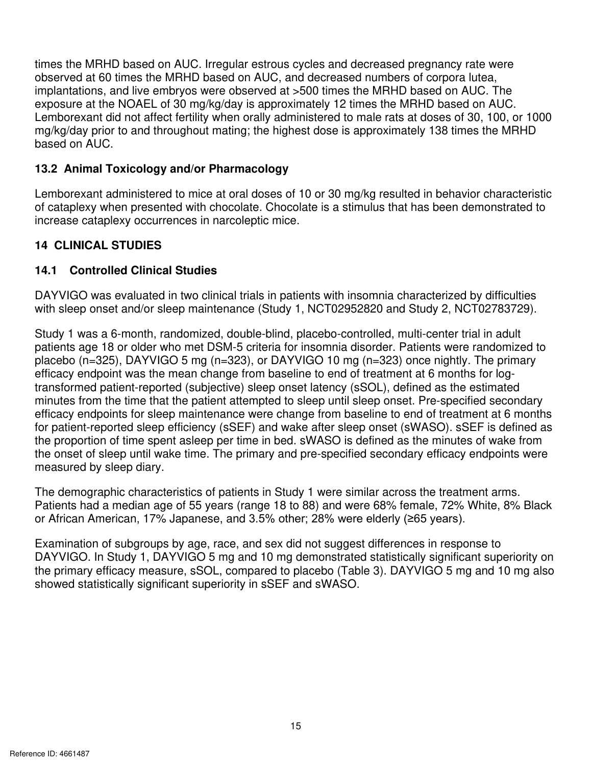times the MRHD based on AUC. Irregular estrous cycles and decreased pregnancy rate were observed at 60 times the MRHD based on AUC, and decreased numbers of corpora lutea, implantations, and live embryos were observed at >500 times the MRHD based on AUC. The exposure at the NOAEL of 30 mg/kg/day is approximately 12 times the MRHD based on AUC. Lemborexant did not affect fertility when orally administered to male rats at doses of 30, 100, or 1000 mg/kg/day prior to and throughout mating; the highest dose is approximately 138 times the MRHD based on AUC.

### 13.2 Animal Toxicology and/or Pharmacology

Lemborexant administered to mice at oral doses of 10 or 30 mg/kg resulted in behavior characteristic of cataplexy when presented with chocolate. Chocolate is a stimulus that has been demonstrated to increase cataplexy occurrences in narcoleptic mice.

## 14 CLINICAL STUDIES

### 14.1 Controlled Clinical Studies

DAYVIGO was evaluated in two clinical trials in patients with insomnia characterized by difficulties with sleep onset and/or sleep maintenance (Study 1, NCT02952820 and Study 2, NCT02783729).

Study 1 was a 6-month, randomized, double-blind, placebo-controlled, multi-center trial in adult patients age 18 or older who met DSM-5 criteria for insomnia disorder. Patients were randomized to placebo (n=325), DAYVIGO 5 mg (n=323), or DAYVIGO 10 mg (n=323) once nightly. The primary efficacy endpoint was the mean change from baseline to end of treatment at 6 months for log-transformed patient-reported (subjective) sleep onset latency (sSOL), defined as the estimated minutes from the time that the patient attempted to sleep until sleep onset. Pre-specified secondary efficacy endpoints for sleep maintenance were change from baseline to end of treatment at 6 months for patient-reported sleep efficiency (sSEF) and wake after sleep onset (sWASO). sSEF is defined as the proportion of time spent asleep per time in bed. sWASO is defined as the minutes of wake from the onset of sleep until wake time. The primary and pre-specified secondary efficacy endpoints were measured by sleep diary.

The demographic characteristics of patients in Study 1 were similar across the treatment arms. Patients had a median age of 55 years (range 18 to 88) and were 68% female, 72% White, 8% Black or African American, 17% Japanese, and 3.5% other; 28% were elderly (≥65 years).

Examination of subgroups by age, race, and sex did not suggest differences in response to DAYVIGO. In Study 1, DAYVIGO 5 mg and 10 mg demonstrated statistically significant superiority on the primary efficacy measure, sSOL, compared to placebo (Table 3). DAYVIGO 5 mg and 10 mg also showed statistically significant superiority in sSEF and sWASO.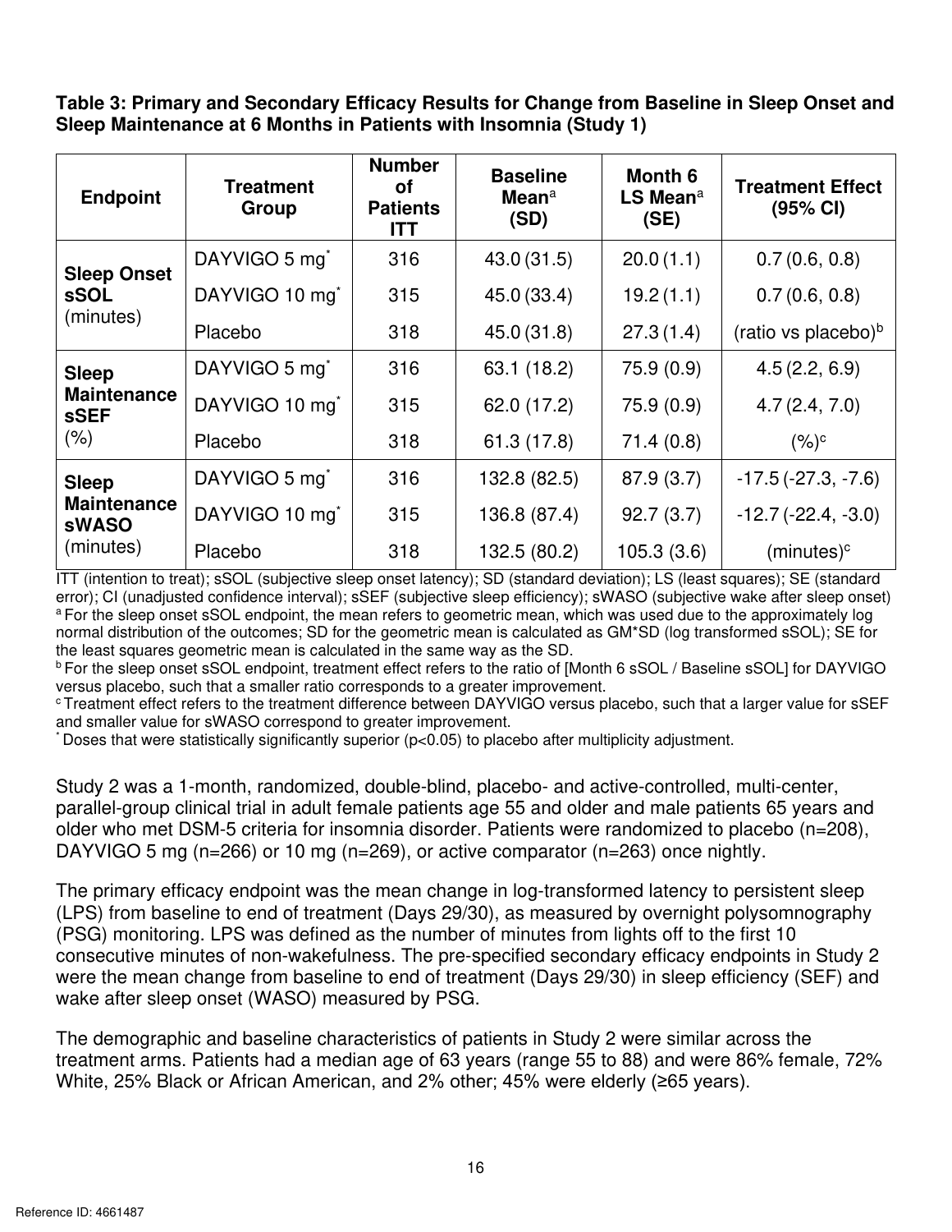**Table 3: Primary and Secondary Efficacy Results for Change from Baseline in Sleep Onset and Sleep Maintenance at 6 Months in Patients with Insomnia (Study 1)**

| Endpoint | Treatment Group | Number of Patients ITT | Baseline Mean[a] (SD) | Month 6 LS Mean[a] (SE) | Treatment Effect (95% CI) |
|---|---|---|---|---|---|
| **Sleep Onset sSOL** (minutes) | DAYVIGO 5 mg* | 316 | 43.0 (31.5) | 20.0 (1.1) | 0.7 (0.6, 0.8) |
| | DAYVIGO 10 mg* | 315 | 45.0 (33.4) | 19.2 (1.1) | 0.7 (0.6, 0.8) |
| | Placebo | 318 | 45.0 (31.8) | 27.3 (1.4) | (ratio vs placebo)[b] |
| **Sleep Maintenance sSEF** (%) | DAYVIGO 5 mg* | 316 | 63.1 (18.2) | 75.9 (0.9) | 4.5 (2.2, 6.9) |
| | DAYVIGO 10 mg* | 315 | 62.0 (17.2) | 75.9 (0.9) | 4.7 (2.4, 7.0) |
| | Placebo | 318 | 61.3 (17.8) | 71.4 (0.8) | (%)[c] |
| **Sleep Maintenance sWASO** (minutes) | DAYVIGO 5 mg* | 316 | 132.8 (82.5) | 87.9 (3.7) | -17.5 (-27.3, -7.6) |
| | DAYVIGO 10 mg* | 315 | 136.8 (87.4) | 92.7 (3.7) | -12.7 (-22.4, -3.0) |
| | Placebo | 318 | 132.5 (80.2) | 105.3 (3.6) | (minutes)[c] |

ITT (intention to treat); sSOL (subjective sleep onset latency); SD (standard deviation); LS (least squares); SE (standard error); CI (unadjusted confidence interval); sSEF (subjective sleep efficiency); sWASO (subjective wake after sleep onset)
[a] For the sleep onset sSOL endpoint, the mean refers to geometric mean, which was used due to the approximately log normal distribution of the outcomes; SD for the geometric mean is calculated as GM*SD (log transformed sSOL); SE for the least squares geometric mean is calculated in the same way as the SD.
[b] For the sleep onset sSOL endpoint, treatment effect refers to the ratio of [Month 6 sSOL / Baseline sSOL] for DAYVIGO versus placebo, such that a smaller ratio corresponds to a greater improvement.
[c] Treatment effect refers to the treatment difference between DAYVIGO versus placebo, such that a larger value for sSEF and smaller value for sWASO correspond to greater improvement.
* Doses that were statistically significantly superior ($p<0.05$) to placebo after multiplicity adjustment.

Study 2 was a 1-month, randomized, double-blind, placebo- and active-controlled, multi-center, parallel-group clinical trial in adult female patients age 55 and older and male patients 65 years and older who met DSM-5 criteria for insomnia disorder. Patients were randomized to placebo (n=208), DAYVIGO 5 mg (n=266) or 10 mg (n=269), or active comparator (n=263) once nightly.

The primary efficacy endpoint was the mean change in log-transformed latency to persistent sleep (LPS) from baseline to end of treatment (Days 29/30), as measured by overnight polysomnography (PSG) monitoring. LPS was defined as the number of minutes from lights off to the first 10 consecutive minutes of non-wakefulness. The pre-specified secondary efficacy endpoints in Study 2 were the mean change from baseline to end of treatment (Days 29/30) in sleep efficiency (SEF) and wake after sleep onset (WASO) measured by PSG.

The demographic and baseline characteristics of patients in Study 2 were similar across the treatment arms. Patients had a median age of 63 years (range 55 to 88) and were 86% female, 72% White, 25% Black or African American, and 2% other; 45% were elderly (≥65 years).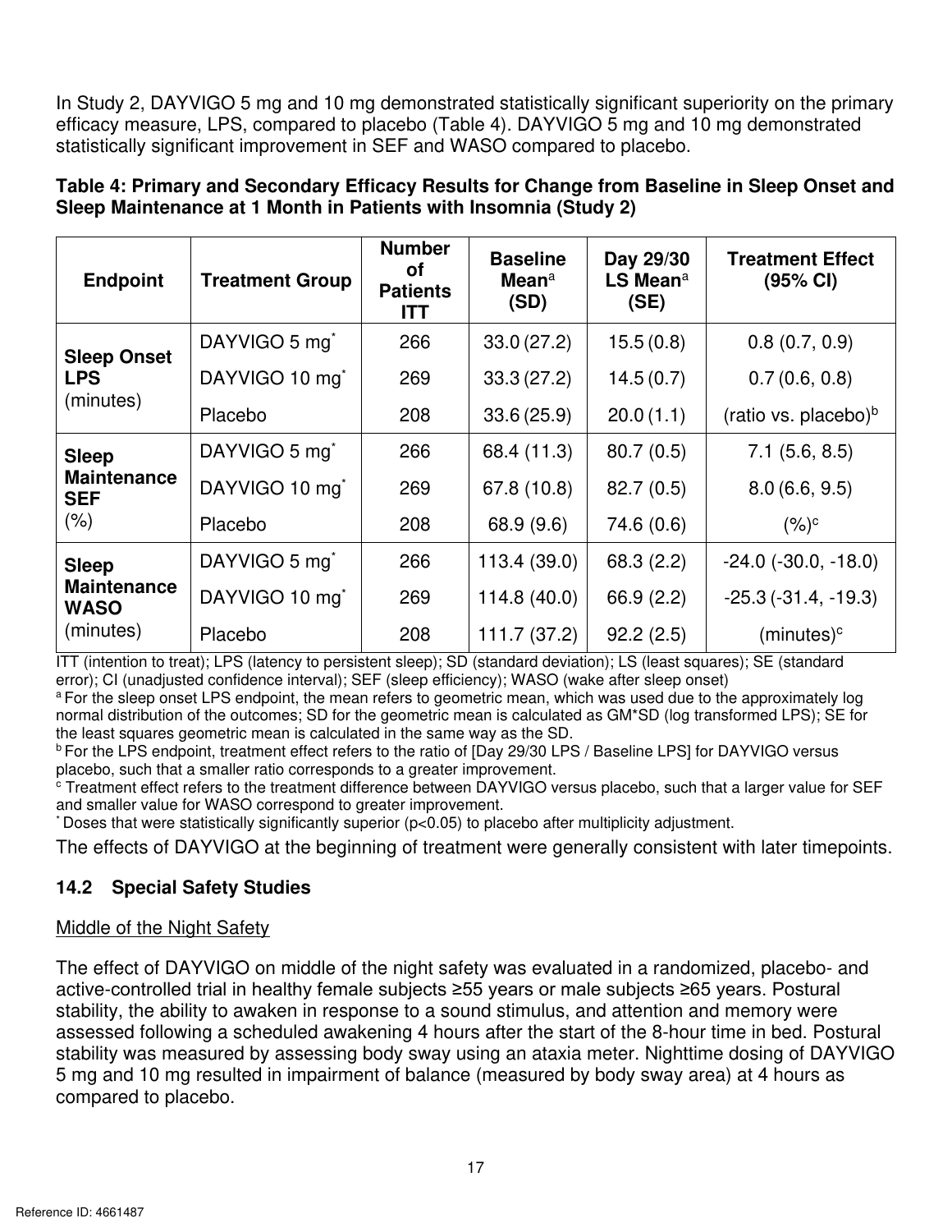In Study 2, DAYVIGO 5 mg and 10 mg demonstrated statistically significant superiority on the primary efficacy measure, LPS, compared to placebo (Table 4). DAYVIGO 5 mg and 10 mg demonstrated statistically significant improvement in SEF and WASO compared to placebo.

**Table 4: Primary and Secondary Efficacy Results for Change from Baseline in Sleep Onset and Sleep Maintenance at 1 Month in Patients with Insomnia (Study 2)**

| Endpoint | Treatment Group | Number of Patients ITT | Baseline Mean[a] (SD) | Day 29/30 LS Mean[a] (SE) | Treatment Effect (95% CI) |
|---|---|---|---|---|---|
| **Sleep Onset LPS** (minutes) | DAYVIGO 5 mg* | 266 | 33.0 (27.2) | 15.5 (0.8) | 0.8 (0.7, 0.9) |
| | DAYVIGO 10 mg* | 269 | 33.3 (27.2) | 14.5 (0.7) | 0.7 (0.6, 0.8) |
| | Placebo | 208 | 33.6 (25.9) | 20.0 (1.1) | (ratio vs. placebo)[b] |
| **Sleep Maintenance SEF** (%) | DAYVIGO 5 mg* | 266 | 68.4 (11.3) | 80.7 (0.5) | 7.1 (5.6, 8.5) |
| | DAYVIGO 10 mg* | 269 | 67.8 (10.8) | 82.7 (0.5) | 8.0 (6.6, 9.5) |
| | Placebo | 208 | 68.9 (9.6) | 74.6 (0.6) | (%)[c] |
| **Sleep Maintenance WASO** (minutes) | DAYVIGO 5 mg* | 266 | 113.4 (39.0) | 68.3 (2.2) | -24.0 (-30.0, -18.0) |
| | DAYVIGO 10 mg* | 269 | 114.8 (40.0) | 66.9 (2.2) | -25.3 (-31.4, -19.3) |
| | Placebo | 208 | 111.7 (37.2) | 92.2 (2.5) | (minutes)[c] |

ITT (intention to treat); LPS (latency to persistent sleep); SD (standard deviation); LS (least squares); SE (standard error); CI (unadjusted confidence interval); SEF (sleep efficiency); WASO (wake after sleep onset)

[a] For the sleep onset LPS endpoint, the mean refers to geometric mean, which was used due to the approximately log normal distribution of the outcomes; SD for the geometric mean is calculated as GM*SD (log transformed LPS); SE for the least squares geometric mean is calculated in the same way as the SD.

[b] For the LPS endpoint, treatment effect refers to the ratio of [Day 29/30 LPS / Baseline LPS] for DAYVIGO versus placebo, such that a smaller ratio corresponds to a greater improvement.

[c] Treatment effect refers to the treatment difference between DAYVIGO versus placebo, such that a larger value for SEF and smaller value for WASO correspond to greater improvement.

* Doses that were statistically significantly superior ($p<0.05$) to placebo after multiplicity adjustment.

The effects of DAYVIGO at the beginning of treatment were generally consistent with later timepoints.

## 14.2 Special Safety Studies

Middle of the Night Safety

The effect of DAYVIGO on middle of the night safety was evaluated in a randomized, placebo- and active-controlled trial in healthy female subjects ≥55 years or male subjects ≥65 years. Postural stability, the ability to awaken in response to a sound stimulus, and attention and memory were assessed following a scheduled awakening 4 hours after the start of the 8-hour time in bed. Postural stability was measured by assessing body sway using an ataxia meter. Nighttime dosing of DAYVIGO 5 mg and 10 mg resulted in impairment of balance (measured by body sway area) at 4 hours as compared to placebo.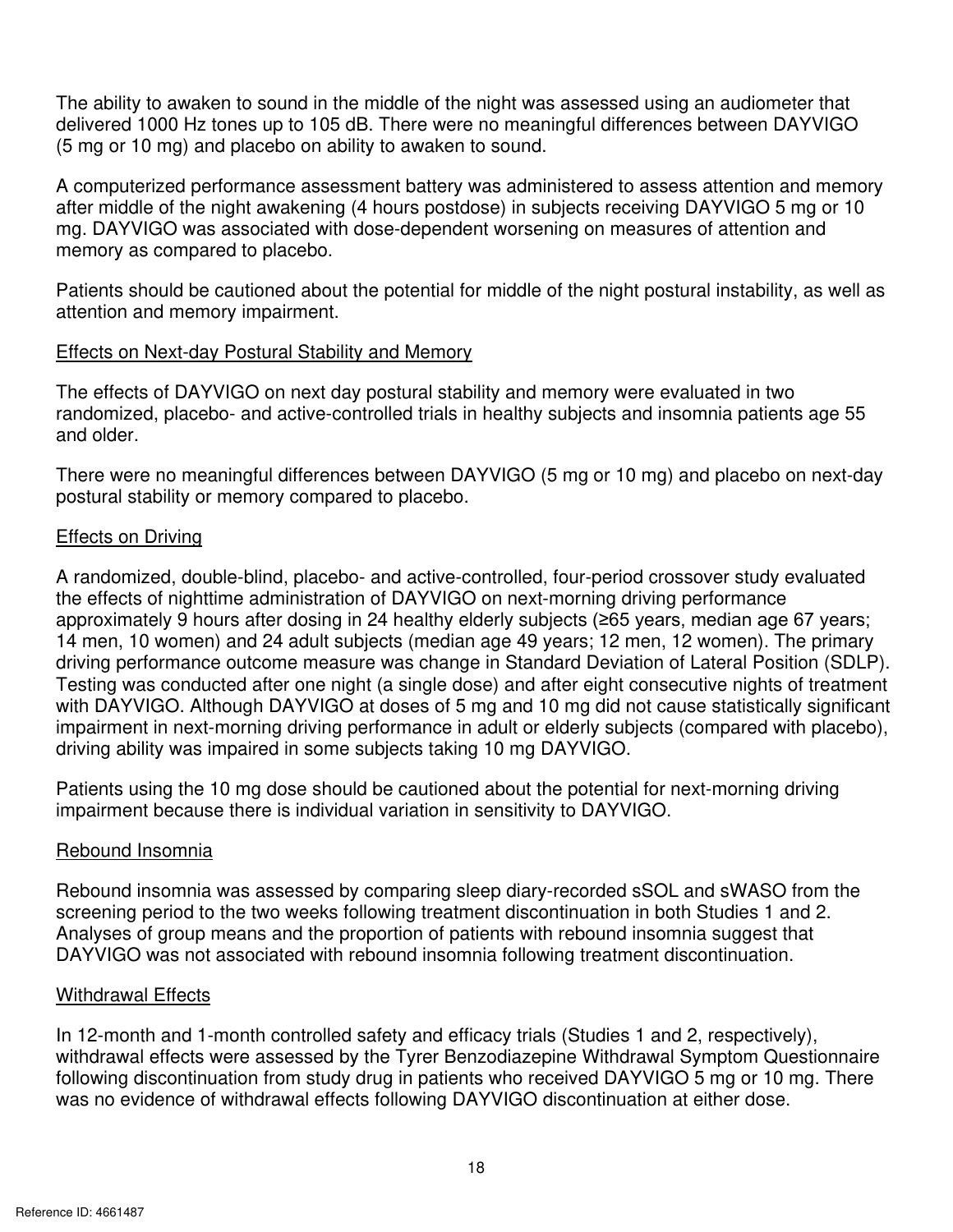The ability to awaken to sound in the middle of the night was assessed using an audiometer that delivered 1000 Hz tones up to 105 dB. There were no meaningful differences between DAYVIGO (5 mg or 10 mg) and placebo on ability to awaken to sound.

A computerized performance assessment battery was administered to assess attention and memory after middle of the night awakening (4 hours postdose) in subjects receiving DAYVIGO 5 mg or 10 mg. DAYVIGO was associated with dose-dependent worsening on measures of attention and memory as compared to placebo.

Patients should be cautioned about the potential for middle of the night postural instability, as well as attention and memory impairment.

Effects on Next-day Postural Stability and Memory

The effects of DAYVIGO on next day postural stability and memory were evaluated in two randomized, placebo- and active-controlled trials in healthy subjects and insomnia patients age 55 and older.

There were no meaningful differences between DAYVIGO (5 mg or 10 mg) and placebo on next-day postural stability or memory compared to placebo.

Effects on Driving

A randomized, double-blind, placebo- and active-controlled, four-period crossover study evaluated the effects of nighttime administration of DAYVIGO on next-morning driving performance approximately 9 hours after dosing in 24 healthy elderly subjects (≥65 years, median age 67 years; 14 men, 10 women) and 24 adult subjects (median age 49 years; 12 men, 12 women). The primary driving performance outcome measure was change in Standard Deviation of Lateral Position (SDLP). Testing was conducted after one night (a single dose) and after eight consecutive nights of treatment with DAYVIGO. Although DAYVIGO at doses of 5 mg and 10 mg did not cause statistically significant impairment in next-morning driving performance in adult or elderly subjects (compared with placebo), driving ability was impaired in some subjects taking 10 mg DAYVIGO.

Patients using the 10 mg dose should be cautioned about the potential for next-morning driving impairment because there is individual variation in sensitivity to DAYVIGO.

Rebound Insomnia

Rebound insomnia was assessed by comparing sleep diary-recorded sSOL and sWASO from the screening period to the two weeks following treatment discontinuation in both Studies 1 and 2. Analyses of group means and the proportion of patients with rebound insomnia suggest that DAYVIGO was not associated with rebound insomnia following treatment discontinuation.

Withdrawal Effects

In 12-month and 1-month controlled safety and efficacy trials (Studies 1 and 2, respectively), withdrawal effects were assessed by the Tyrer Benzodiazepine Withdrawal Symptom Questionnaire following discontinuation from study drug in patients who received DAYVIGO 5 mg or 10 mg. There was no evidence of withdrawal effects following DAYVIGO discontinuation at either dose.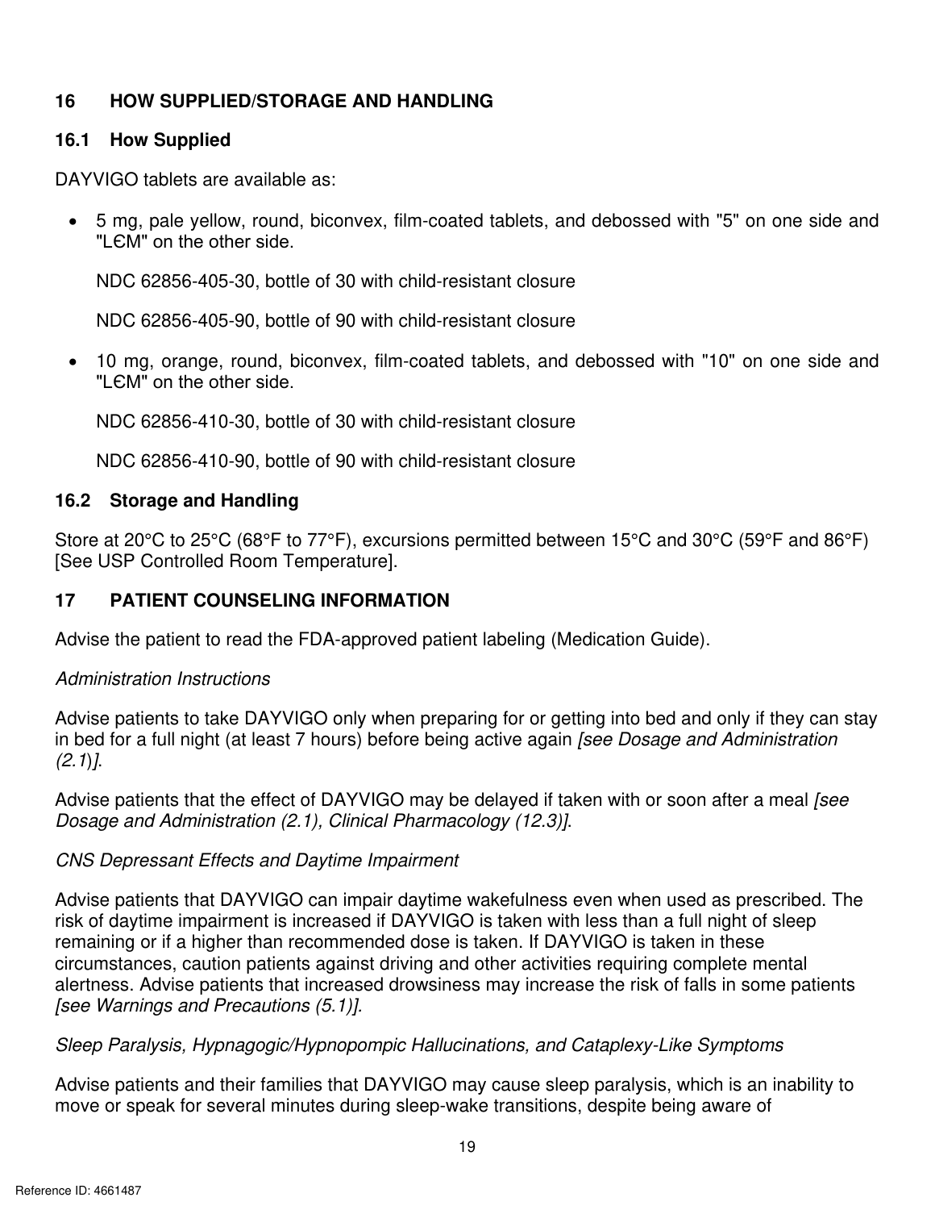## 16 HOW SUPPLIED/STORAGE AND HANDLING

### 16.1 How Supplied

DAYVIGO tablets are available as:

- 5 mg, pale yellow, round, biconvex, film-coated tablets, and debossed with "5" on one side and "LЄM" on the other side.

  NDC 62856-405-30, bottle of 30 with child-resistant closure

  NDC 62856-405-90, bottle of 90 with child-resistant closure

- 10 mg, orange, round, biconvex, film-coated tablets, and debossed with "10" on one side and "LЄM" on the other side.

  NDC 62856-410-30, bottle of 30 with child-resistant closure

  NDC 62856-410-90, bottle of 90 with child-resistant closure

### 16.2 Storage and Handling

Store at 20°C to 25°C (68°F to 77°F), excursions permitted between 15°C and 30°C (59°F and 86°F) [See USP Controlled Room Temperature].

## 17 PATIENT COUNSELING INFORMATION

Advise the patient to read the FDA-approved patient labeling (Medication Guide).

*Administration Instructions*

Advise patients to take DAYVIGO only when preparing for or getting into bed and only if they can stay in bed for a full night (at least 7 hours) before being active again *[see Dosage and Administration (2.1)]*.

Advise patients that the effect of DAYVIGO may be delayed if taken with or soon after a meal *[see Dosage and Administration (2.1), Clinical Pharmacology (12.3)]*.

*CNS Depressant Effects and Daytime Impairment*

Advise patients that DAYVIGO can impair daytime wakefulness even when used as prescribed. The risk of daytime impairment is increased if DAYVIGO is taken with less than a full night of sleep remaining or if a higher than recommended dose is taken. If DAYVIGO is taken in these circumstances, caution patients against driving and other activities requiring complete mental alertness. Advise patients that increased drowsiness may increase the risk of falls in some patients *[see Warnings and Precautions (5.1)]*.

*Sleep Paralysis, Hypnagogic/Hypnopompic Hallucinations, and Cataplexy-Like Symptoms*

Advise patients and their families that DAYVIGO may cause sleep paralysis, which is an inability to move or speak for several minutes during sleep-wake transitions, despite being aware of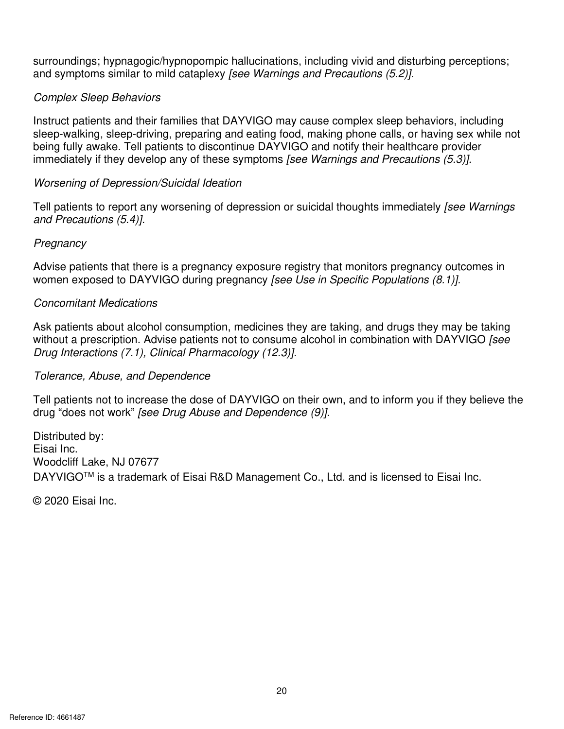surroundings; hypnagogic/hypnopompic hallucinations, including vivid and disturbing perceptions; and symptoms similar to mild cataplexy *[see Warnings and Precautions (5.2)].*

*Complex Sleep Behaviors*

Instruct patients and their families that DAYVIGO may cause complex sleep behaviors, including sleep-walking, sleep-driving, preparing and eating food, making phone calls, or having sex while not being fully awake. Tell patients to discontinue DAYVIGO and notify their healthcare provider immediately if they develop any of these symptoms *[see Warnings and Precautions (5.3)].*

*Worsening of Depression/Suicidal Ideation*

Tell patients to report any worsening of depression or suicidal thoughts immediately *[see Warnings and Precautions (5.4)].*

*Pregnancy*

Advise patients that there is a pregnancy exposure registry that monitors pregnancy outcomes in women exposed to DAYVIGO during pregnancy *[see Use in Specific Populations (8.1)].*

*Concomitant Medications*

Ask patients about alcohol consumption, medicines they are taking, and drugs they may be taking without a prescription. Advise patients not to consume alcohol in combination with DAYVIGO *[see Drug Interactions (7.1), Clinical Pharmacology (12.3)].*

*Tolerance, Abuse, and Dependence*

Tell patients not to increase the dose of DAYVIGO on their own, and to inform you if they believe the drug "does not work" *[see Drug Abuse and Dependence (9)].*

Distributed by:
Eisai Inc.
Woodcliff Lake, NJ 07677
DAYVIGO™ is a trademark of Eisai R&D Management Co., Ltd. and is licensed to Eisai Inc.

© 2020 Eisai Inc.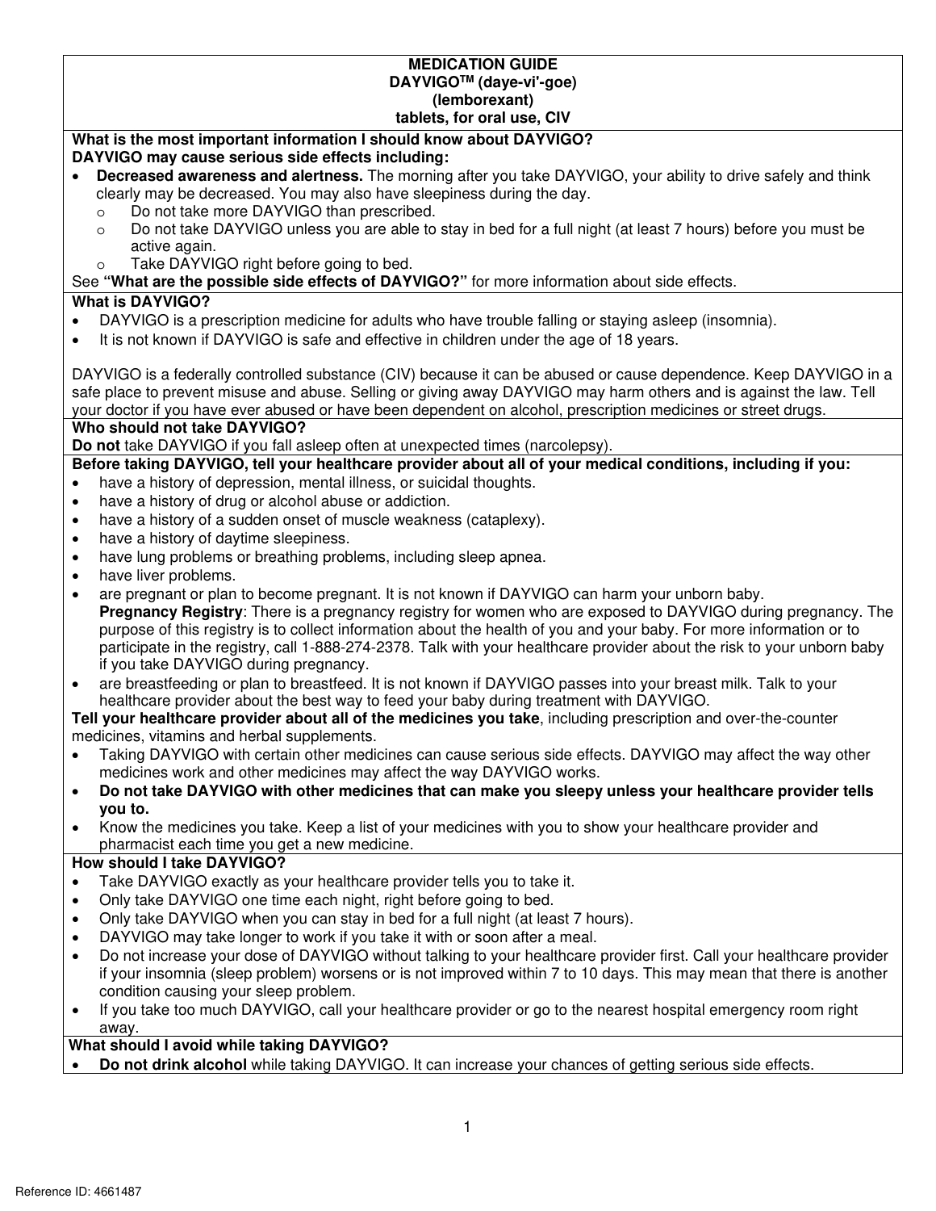# MEDICATION GUIDE
## DAYVIGO™ (daye-vi'-goe)
## (lemborexant)
## tablets, for oral use, CIV

**What is the most important information I should know about DAYVIGO?**

**DAYVIGO may cause serious side effects including:**

- **Decreased awareness and alertness.** The morning after you take DAYVIGO, your ability to drive safely and think clearly may be decreased. You may also have sleepiness during the day.
  - Do not take more DAYVIGO than prescribed.
  - Do not take DAYVIGO unless you are able to stay in bed for a full night (at least 7 hours) before you must be active again.
  - Take DAYVIGO right before going to bed.

See **"What are the possible side effects of DAYVIGO?"** for more information about side effects.

**What is DAYVIGO?**

- DAYVIGO is a prescription medicine for adults who have trouble falling or staying asleep (insomnia).
- It is not known if DAYVIGO is safe and effective in children under the age of 18 years.

DAYVIGO is a federally controlled substance (CIV) because it can be abused or cause dependence. Keep DAYVIGO in a safe place to prevent misuse and abuse. Selling or giving away DAYVIGO may harm others and is against the law. Tell your doctor if you have ever abused or have been dependent on alcohol, prescription medicines or street drugs.

**Who should not take DAYVIGO?**

**Do not** take DAYVIGO if you fall asleep often at unexpected times (narcolepsy).

**Before taking DAYVIGO, tell your healthcare provider about all of your medical conditions, including if you:**

- have a history of depression, mental illness, or suicidal thoughts.
- have a history of drug or alcohol abuse or addiction.
- have a history of a sudden onset of muscle weakness (cataplexy).
- have a history of daytime sleepiness.
- have lung problems or breathing problems, including sleep apnea.
- have liver problems.
- are pregnant or plan to become pregnant. It is not known if DAYVIGO can harm your unborn baby.
  **Pregnancy Registry**: There is a pregnancy registry for women who are exposed to DAYVIGO during pregnancy. The purpose of this registry is to collect information about the health of you and your baby. For more information or to participate in the registry, call 1-888-274-2378. Talk with your healthcare provider about the risk to your unborn baby if you take DAYVIGO during pregnancy.
- are breastfeeding or plan to breastfeed. It is not known if DAYVIGO passes into your breast milk. Talk to your healthcare provider about the best way to feed your baby during treatment with DAYVIGO.

**Tell your healthcare provider about all of the medicines you take**, including prescription and over-the-counter medicines, vitamins and herbal supplements.

- Taking DAYVIGO with certain other medicines can cause serious side effects. DAYVIGO may affect the way other medicines work and other medicines may affect the way DAYVIGO works.
- **Do not take DAYVIGO with other medicines that can make you sleepy unless your healthcare provider tells you to.**
- Know the medicines you take. Keep a list of your medicines with you to show your healthcare provider and pharmacist each time you get a new medicine.

**How should I take DAYVIGO?**

- Take DAYVIGO exactly as your healthcare provider tells you to take it.
- Only take DAYVIGO one time each night, right before going to bed.
- Only take DAYVIGO when you can stay in bed for a full night (at least 7 hours).
- DAYVIGO may take longer to work if you take it with or soon after a meal.
- Do not increase your dose of DAYVIGO without talking to your healthcare provider first. Call your healthcare provider if your insomnia (sleep problem) worsens or is not improved within 7 to 10 days. This may mean that there is another condition causing your sleep problem.
- If you take too much DAYVIGO, call your healthcare provider or go to the nearest hospital emergency room right away.

**What should I avoid while taking DAYVIGO?**

- **Do not drink alcohol** while taking DAYVIGO. It can increase your chances of getting serious side effects.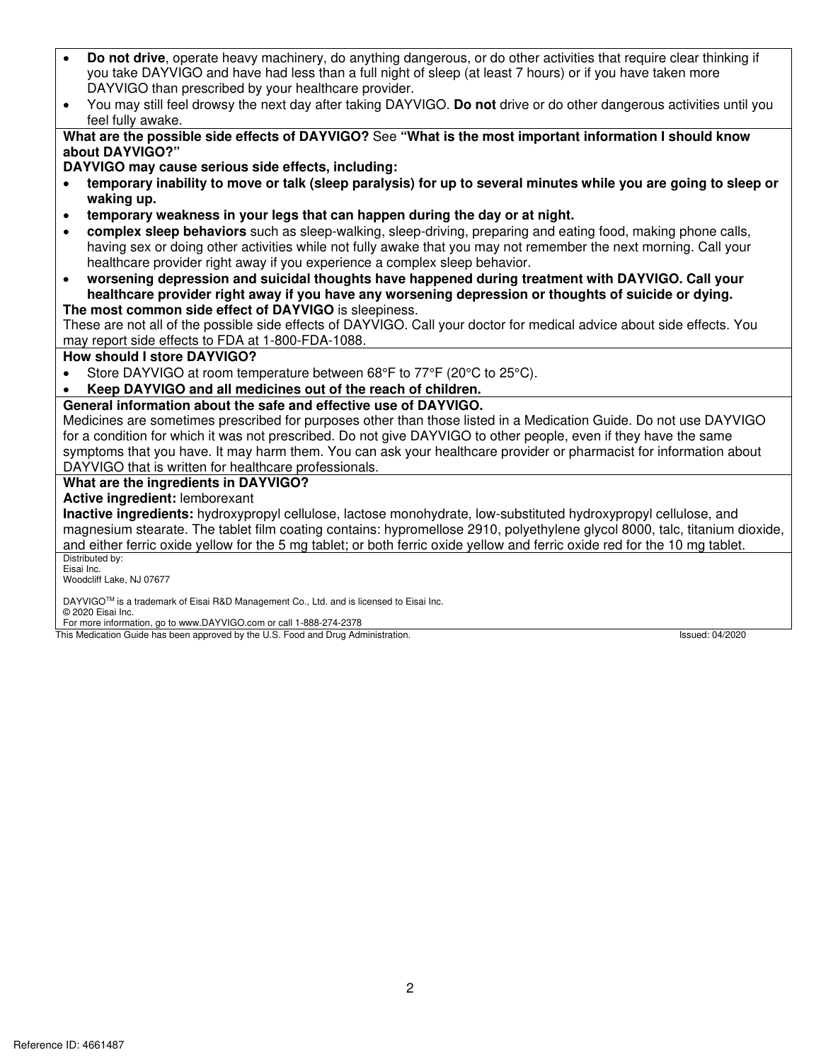- **Do not drive**, operate heavy machinery, do anything dangerous, or do other activities that require clear thinking if you take DAYVIGO and have had less than a full night of sleep (at least 7 hours) or if you have taken more DAYVIGO than prescribed by your healthcare provider.
- You may still feel drowsy the next day after taking DAYVIGO. **Do not** drive or do other dangerous activities until you feel fully awake.

**What are the possible side effects of DAYVIGO?** See **"What is the most important information I should know about DAYVIGO?"**

**DAYVIGO may cause serious side effects, including:**

- **temporary inability to move or talk (sleep paralysis) for up to several minutes while you are going to sleep or waking up.**
- **temporary weakness in your legs that can happen during the day or at night.**
- **complex sleep behaviors** such as sleep-walking, sleep-driving, preparing and eating food, making phone calls, having sex or doing other activities while not fully awake that you may not remember the next morning. Call your healthcare provider right away if you experience a complex sleep behavior.
- **worsening depression and suicidal thoughts have happened during treatment with DAYVIGO. Call your healthcare provider right away if you have any worsening depression or thoughts of suicide or dying.**

**The most common side effect of DAYVIGO** is sleepiness.

These are not all of the possible side effects of DAYVIGO. Call your doctor for medical advice about side effects. You may report side effects to FDA at 1-800-FDA-1088.

**How should I store DAYVIGO?**

- Store DAYVIGO at room temperature between 68°F to 77°F (20°C to 25°C).
- **Keep DAYVIGO and all medicines out of the reach of children.**

**General information about the safe and effective use of DAYVIGO.**

Medicines are sometimes prescribed for purposes other than those listed in a Medication Guide. Do not use DAYVIGO for a condition for which it was not prescribed. Do not give DAYVIGO to other people, even if they have the same symptoms that you have. It may harm them. You can ask your healthcare provider or pharmacist for information about DAYVIGO that is written for healthcare professionals.

**What are the ingredients in DAYVIGO?**

**Active ingredient:** lemborexant

**Inactive ingredients:** hydroxypropyl cellulose, lactose monohydrate, low-substituted hydroxypropyl cellulose, and magnesium stearate. The tablet film coating contains: hypromellose 2910, polyethylene glycol 8000, talc, titanium dioxide, and either ferric oxide yellow for the 5 mg tablet; or both ferric oxide yellow and ferric oxide red for the 10 mg tablet.

Distributed by:
Eisai Inc.
Woodcliff Lake, NJ 07677

DAYVIGO[TM] is a trademark of Eisai R&D Management Co., Ltd. and is licensed to Eisai Inc.
© 2020 Eisai Inc.
For more information, go to www.DAYVIGO.com or call 1-888-274-2378

This Medication Guide has been approved by the U.S. Food and Drug Administration. Issued: 04/2020

Reference ID: 4661487